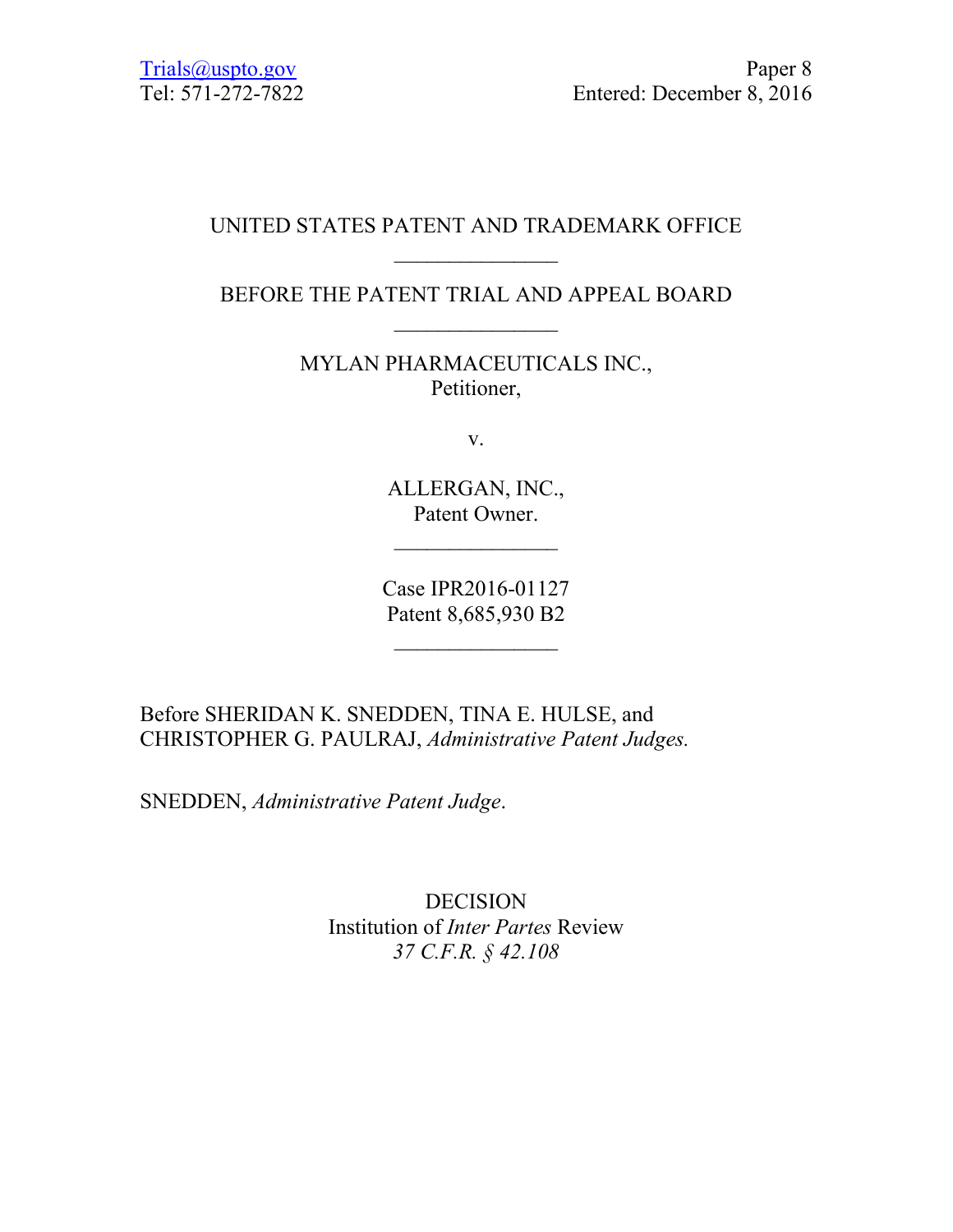Trials@uspto.gov
Tel: 571-272-7822

Paper 8
Entered: December 8, 2016

UNITED STATES PATENT AND TRADEMARK OFFICE

---

BEFORE THE PATENT TRIAL AND APPEAL BOARD

---

MYLAN PHARMACEUTICALS INC.,
Petitioner,

v.

ALLERGAN, INC.,
Patent Owner.

---

Case IPR2016-01127
Patent 8,685,930 B2

---

Before SHERIDAN K. SNEDDEN, TINA E. HULSE, and CHRISTOPHER G. PAULRAJ, *Administrative Patent Judges.*

SNEDDEN, *Administrative Patent Judge*.

DECISION
Institution of *Inter Partes* Review
*37 C.F.R. § 42.108*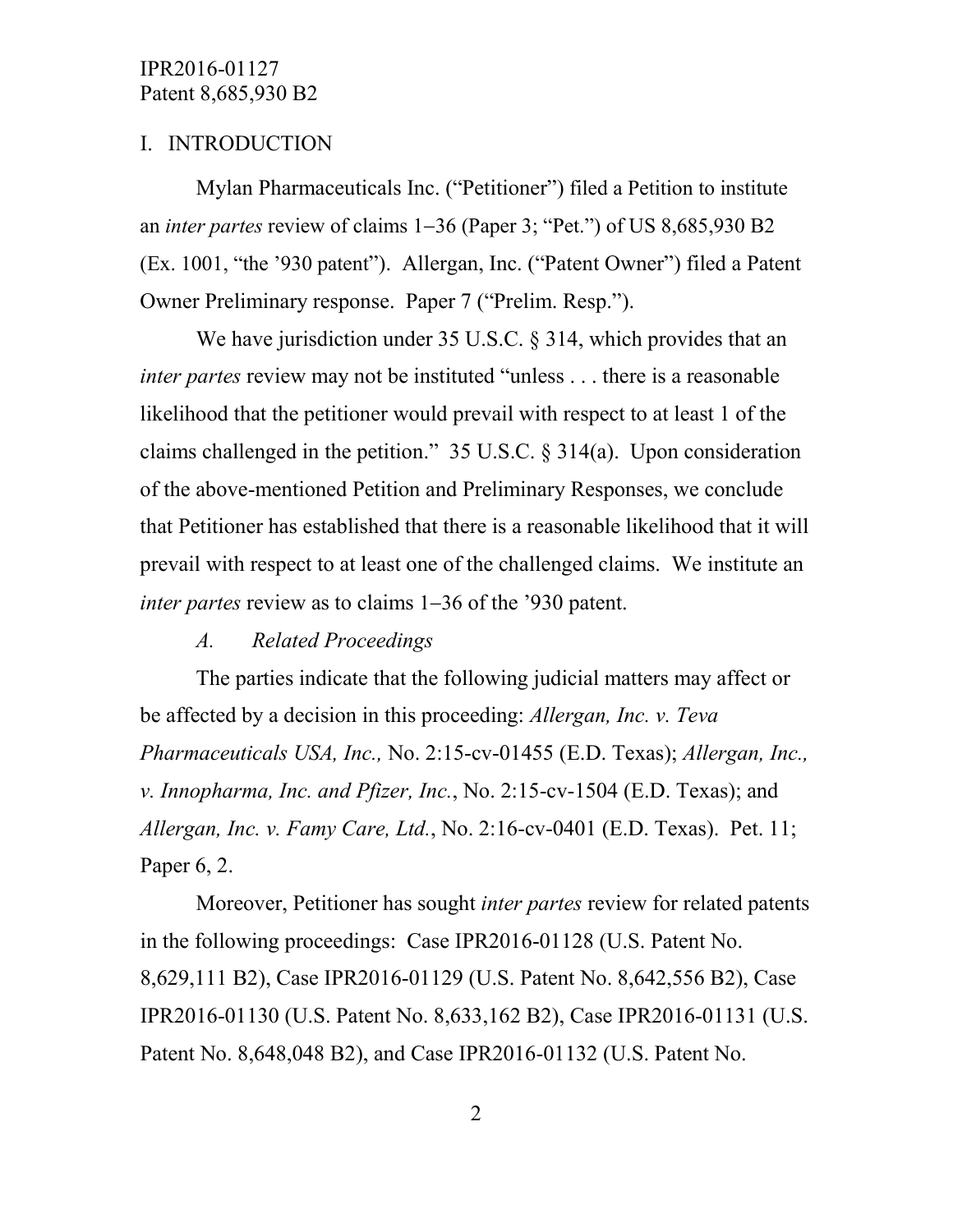## I. INTRODUCTION

Mylan Pharmaceuticals Inc. ("Petitioner") filed a Petition to institute an *inter partes* review of claims 1–36 (Paper 3; "Pet.") of US 8,685,930 B2 (Ex. 1001, "the '930 patent"). Allergan, Inc. ("Patent Owner") filed a Patent Owner Preliminary response. Paper 7 ("Prelim. Resp.").

We have jurisdiction under 35 U.S.C. § 314, which provides that an *inter partes* review may not be instituted "unless . . . there is a reasonable likelihood that the petitioner would prevail with respect to at least 1 of the claims challenged in the petition." 35 U.S.C. § 314(a). Upon consideration of the above-mentioned Petition and Preliminary Responses, we conclude that Petitioner has established that there is a reasonable likelihood that it will prevail with respect to at least one of the challenged claims. We institute an *inter partes* review as to claims 1–36 of the '930 patent.

### *A. Related Proceedings*

The parties indicate that the following judicial matters may affect or be affected by a decision in this proceeding: *Allergan, Inc. v. Teva Pharmaceuticals USA, Inc.,* No. 2:15-cv-01455 (E.D. Texas); *Allergan, Inc., v. Innopharma, Inc. and Pfizer, Inc.*, No. 2:15-cv-1504 (E.D. Texas); and *Allergan, Inc. v. Famy Care, Ltd.*, No. 2:16-cv-0401 (E.D. Texas). Pet. 11; Paper 6, 2.

Moreover, Petitioner has sought *inter partes* review for related patents in the following proceedings: Case IPR2016-01128 (U.S. Patent No. 8,629,111 B2), Case IPR2016-01129 (U.S. Patent No. 8,642,556 B2), Case IPR2016-01130 (U.S. Patent No. 8,633,162 B2), Case IPR2016-01131 (U.S. Patent No. 8,648,048 B2), and Case IPR2016-01132 (U.S. Patent No.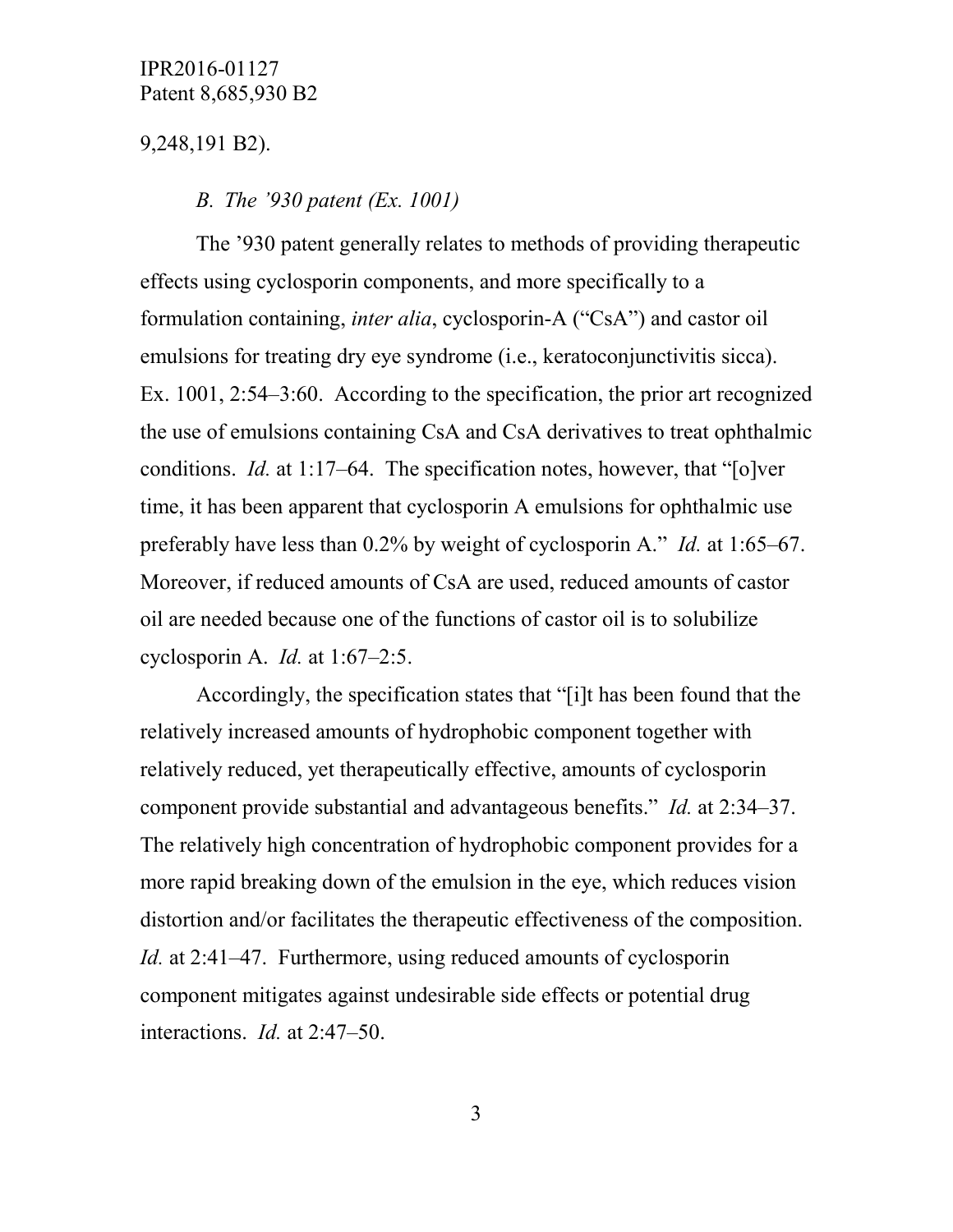9,248,191 B2).

*B. The '930 patent (Ex. 1001)*

The '930 patent generally relates to methods of providing therapeutic effects using cyclosporin components, and more specifically to a formulation containing, *inter alia*, cyclosporin-A ("CsA") and castor oil emulsions for treating dry eye syndrome (i.e., keratoconjunctivitis sicca). Ex. 1001, 2:54–3:60. According to the specification, the prior art recognized the use of emulsions containing CsA and CsA derivatives to treat ophthalmic conditions. *Id.* at 1:17–64. The specification notes, however, that "[o]ver time, it has been apparent that cyclosporin A emulsions for ophthalmic use preferably have less than 0.2% by weight of cyclosporin A." *Id.* at 1:65–67. Moreover, if reduced amounts of CsA are used, reduced amounts of castor oil are needed because one of the functions of castor oil is to solubilize cyclosporin A. *Id.* at 1:67–2:5.

Accordingly, the specification states that "[i]t has been found that the relatively increased amounts of hydrophobic component together with relatively reduced, yet therapeutically effective, amounts of cyclosporin component provide substantial and advantageous benefits." *Id.* at 2:34–37. The relatively high concentration of hydrophobic component provides for a more rapid breaking down of the emulsion in the eye, which reduces vision distortion and/or facilitates the therapeutic effectiveness of the composition. *Id.* at 2:41–47. Furthermore, using reduced amounts of cyclosporin component mitigates against undesirable side effects or potential drug interactions. *Id.* at 2:47–50.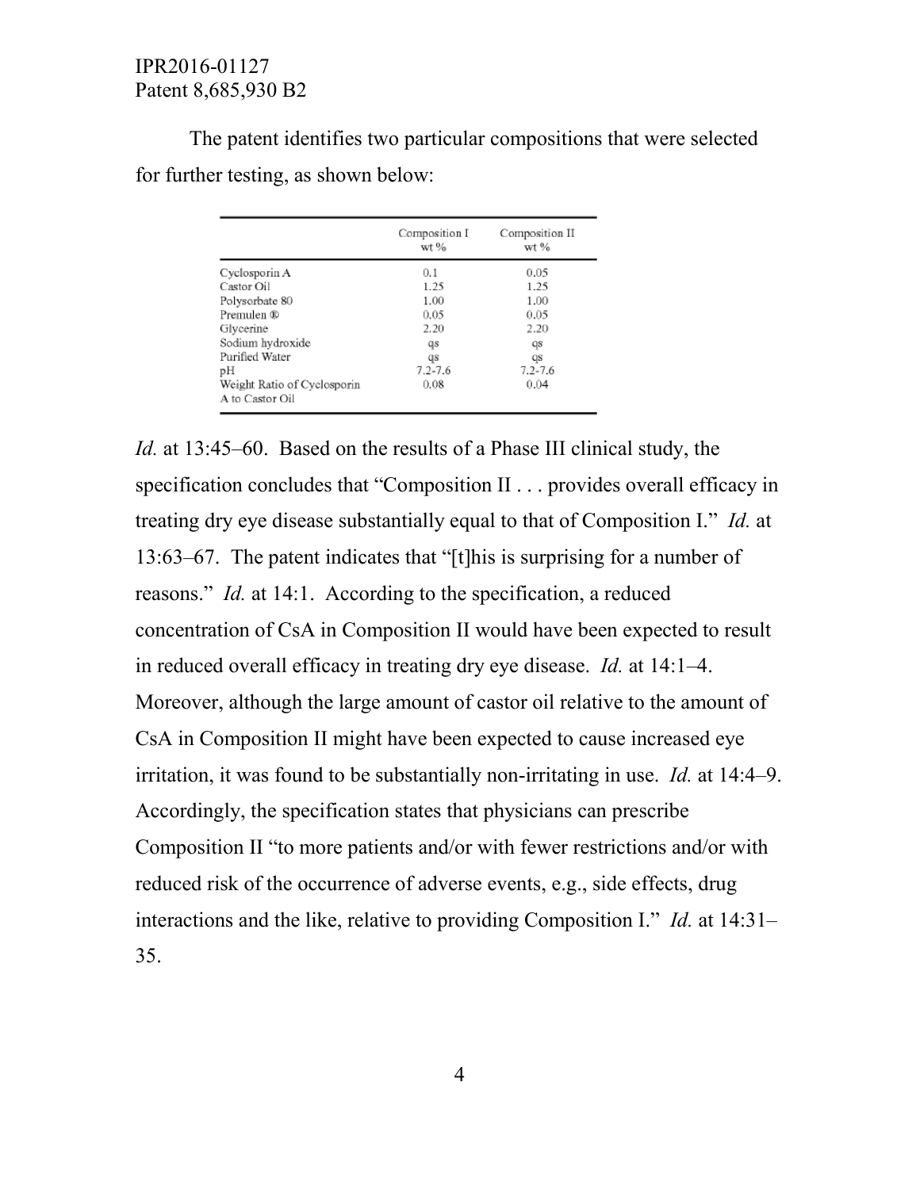The patent identifies two particular compositions that were selected for further testing, as shown below:

| | Composition I wt % | Composition II wt % |
|---|---|---|
| Cyclosporin A | 0.1 | 0.05 |
| Castor Oil | 1.25 | 1.25 |
| Polysorbate 80 | 1.00 | 1.00 |
| Premulen ® | 0.05 | 0.05 |
| Glycerine | 2.20 | 2.20 |
| Sodium hydroxide | qs | qs |
| Purified Water | qs | qs |
| pH | 7.2-7.6 | 7.2-7.6 |
| Weight Ratio of Cyclosporin A to Castor Oil | 0.08 | 0.04 |

*Id.* at 13:45–60. Based on the results of a Phase III clinical study, the specification concludes that "Composition II . . . provides overall efficacy in treating dry eye disease substantially equal to that of Composition I." *Id.* at 13:63–67. The patent indicates that "[t]his is surprising for a number of reasons." *Id.* at 14:1. According to the specification, a reduced concentration of CsA in Composition II would have been expected to result in reduced overall efficacy in treating dry eye disease. *Id.* at 14:1–4. Moreover, although the large amount of castor oil relative to the amount of CsA in Composition II might have been expected to cause increased eye irritation, it was found to be substantially non-irritating in use. *Id.* at 14:4–9. Accordingly, the specification states that physicians can prescribe Composition II "to more patients and/or with fewer restrictions and/or with reduced risk of the occurrence of adverse events, e.g., side effects, drug interactions and the like, relative to providing Composition I." *Id.* at 14:31–35.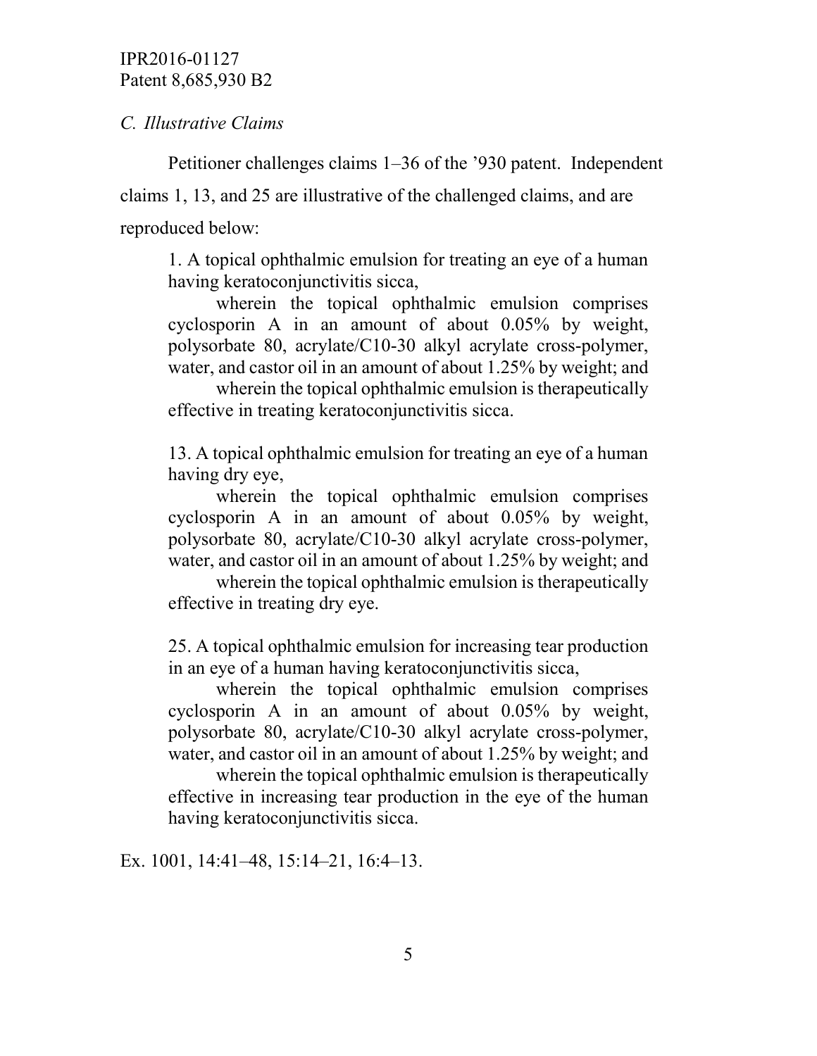### *C. Illustrative Claims*

Petitioner challenges claims 1–36 of the ’930 patent. Independent claims 1, 13, and 25 are illustrative of the challenged claims, and are reproduced below:

> 1. A topical ophthalmic emulsion for treating an eye of a human having keratoconjunctivitis sicca,
>
> wherein the topical ophthalmic emulsion comprises cyclosporin A in an amount of about 0.05% by weight, polysorbate 80, acrylate/C10-30 alkyl acrylate cross-polymer, water, and castor oil in an amount of about 1.25% by weight; and
>
> wherein the topical ophthalmic emulsion is therapeutically effective in treating keratoconjunctivitis sicca.
>
> 13. A topical ophthalmic emulsion for treating an eye of a human having dry eye,
>
> wherein the topical ophthalmic emulsion comprises cyclosporin A in an amount of about 0.05% by weight, polysorbate 80, acrylate/C10-30 alkyl acrylate cross-polymer, water, and castor oil in an amount of about 1.25% by weight; and
>
> wherein the topical ophthalmic emulsion is therapeutically effective in treating dry eye.
>
> 25. A topical ophthalmic emulsion for increasing tear production in an eye of a human having keratoconjunctivitis sicca,
>
> wherein the topical ophthalmic emulsion comprises cyclosporin A in an amount of about 0.05% by weight, polysorbate 80, acrylate/C10-30 alkyl acrylate cross-polymer, water, and castor oil in an amount of about 1.25% by weight; and
>
> wherein the topical ophthalmic emulsion is therapeutically effective in increasing tear production in the eye of the human having keratoconjunctivitis sicca.

Ex. 1001, 14:41–48, 15:14–21, 16:4–13.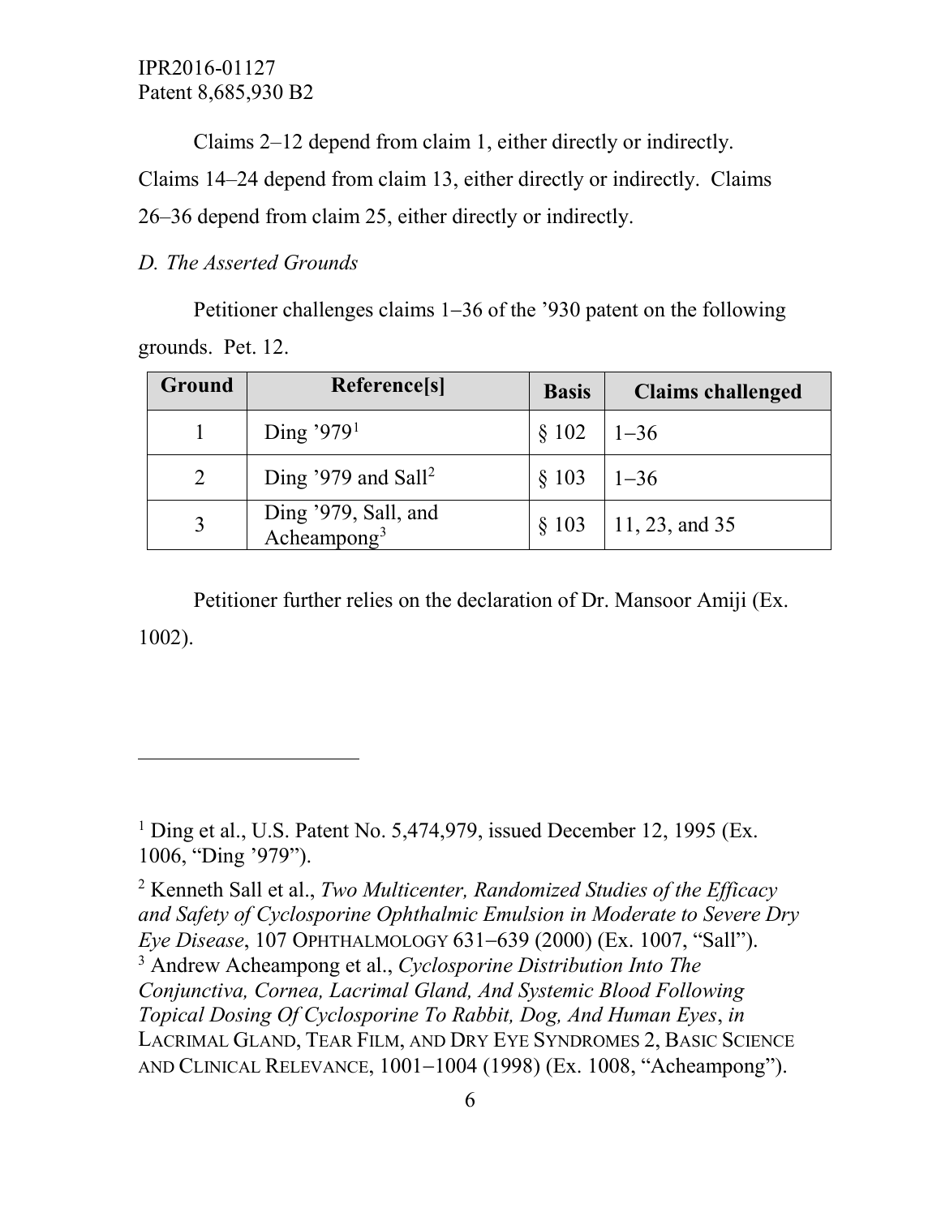Claims 2–12 depend from claim 1, either directly or indirectly. Claims 14–24 depend from claim 13, either directly or indirectly. Claims 26–36 depend from claim 25, either directly or indirectly.

*D. The Asserted Grounds*

Petitioner challenges claims 1–36 of the '930 patent on the following grounds. Pet. 12.

| Ground | Reference[s] | Basis | Claims challenged |
|---|---|---|---|
| 1 | Ding '979[1] | § 102 | 1–36 |
| 2 | Ding '979 and Sall[2] | § 103 | 1–36 |
| 3 | Ding '979, Sall, and Acheampong[3] | § 103 | 11, 23, and 35 |

Petitioner further relies on the declaration of Dr. Mansoor Amiji (Ex. 1002).

---

[1] Ding et al., U.S. Patent No. 5,474,979, issued December 12, 1995 (Ex. 1006, "Ding '979").

[2] Kenneth Sall et al., *Two Multicenter, Randomized Studies of the Efficacy and Safety of Cyclosporine Ophthalmic Emulsion in Moderate to Severe Dry Eye Disease*, 107 OPHTHALMOLOGY 631–639 (2000) (Ex. 1007, "Sall").

[3] Andrew Acheampong et al., *Cyclosporine Distribution Into The Conjunctiva, Cornea, Lacrimal Gland, And Systemic Blood Following Topical Dosing Of Cyclosporine To Rabbit, Dog, And Human Eyes*, *in* LACRIMAL GLAND, TEAR FILM, AND DRY EYE SYNDROMES 2, BASIC SCIENCE AND CLINICAL RELEVANCE, 1001–1004 (1998) (Ex. 1008, "Acheampong").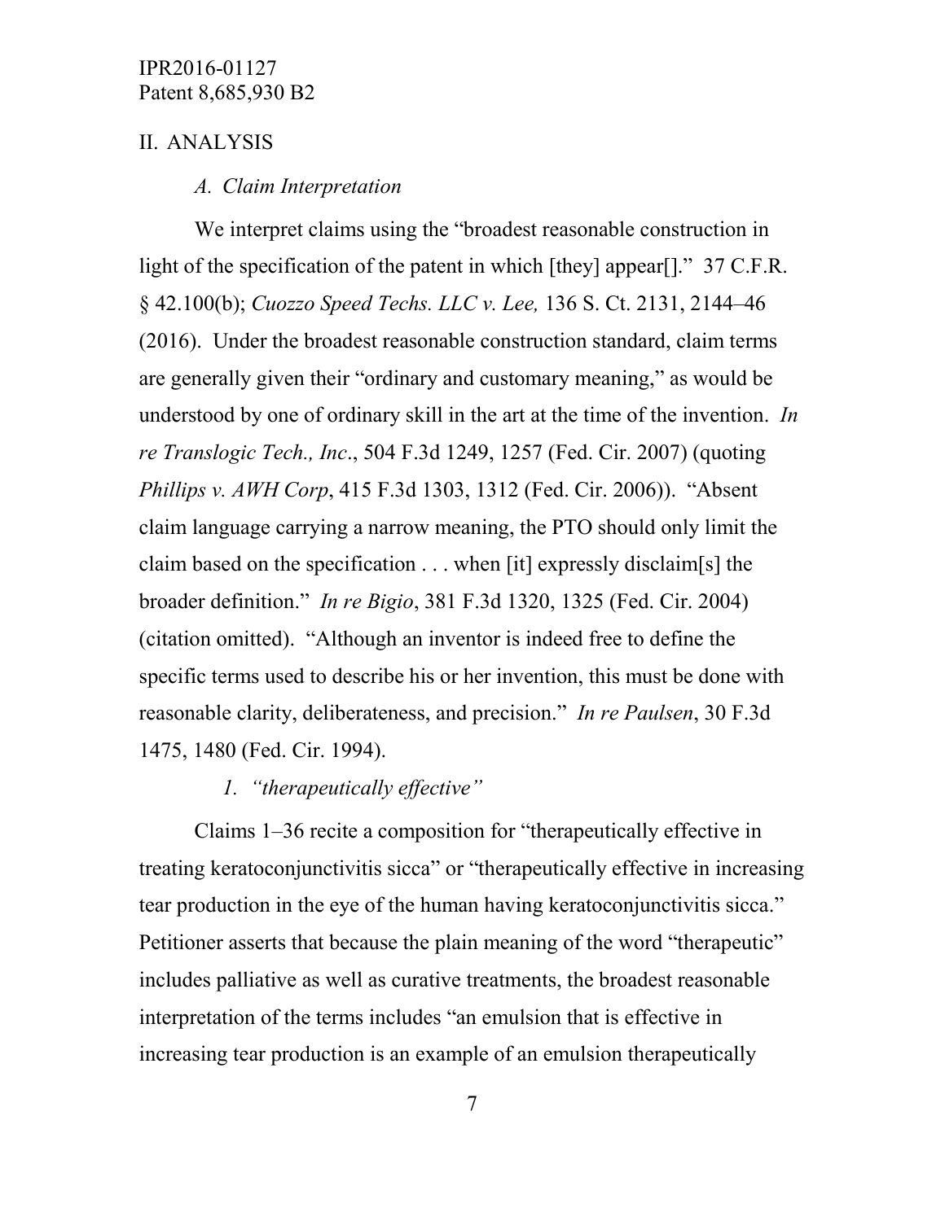## II. ANALYSIS

### *A. Claim Interpretation*

We interpret claims using the "broadest reasonable construction in light of the specification of the patent in which [they] appear[]." 37 C.F.R. § 42.100(b); *Cuozzo Speed Techs. LLC v. Lee,* 136 S. Ct. 2131, 2144–46 (2016). Under the broadest reasonable construction standard, claim terms are generally given their "ordinary and customary meaning," as would be understood by one of ordinary skill in the art at the time of the invention. *In re Translogic Tech., Inc*., 504 F.3d 1249, 1257 (Fed. Cir. 2007) (quoting *Phillips v. AWH Corp*, 415 F.3d 1303, 1312 (Fed. Cir. 2006)). "Absent claim language carrying a narrow meaning, the PTO should only limit the claim based on the specification . . . when [it] expressly disclaim[s] the broader definition." *In re Bigio*, 381 F.3d 1320, 1325 (Fed. Cir. 2004) (citation omitted). "Although an inventor is indeed free to define the specific terms used to describe his or her invention, this must be done with reasonable clarity, deliberateness, and precision." *In re Paulsen*, 30 F.3d 1475, 1480 (Fed. Cir. 1994).

#### *1. "therapeutically effective"*

Claims 1–36 recite a composition for "therapeutically effective in treating keratoconjunctivitis sicca" or "therapeutically effective in increasing tear production in the eye of the human having keratoconjunctivitis sicca." Petitioner asserts that because the plain meaning of the word "therapeutic" includes palliative as well as curative treatments, the broadest reasonable interpretation of the terms includes "an emulsion that is effective in increasing tear production is an example of an emulsion therapeutically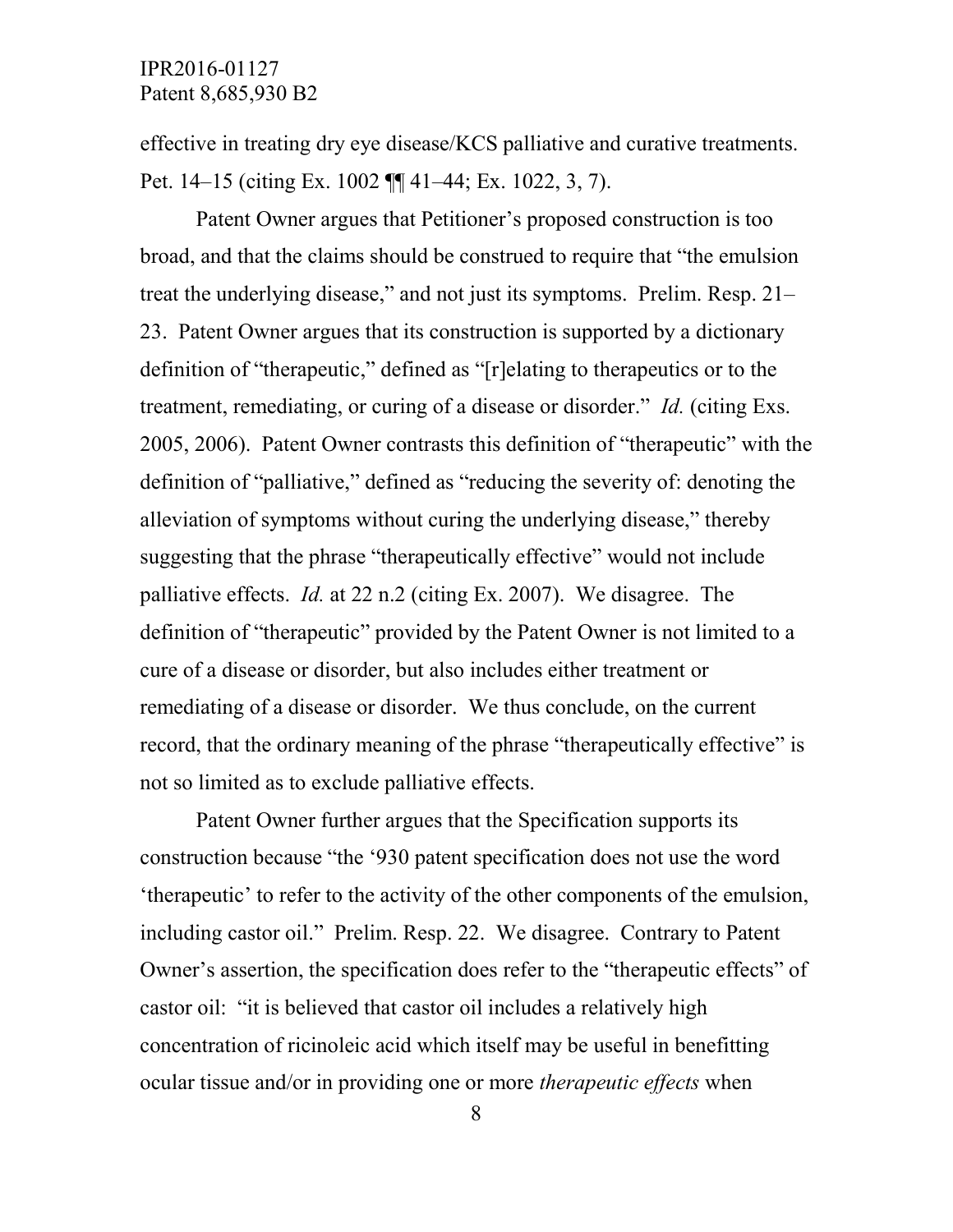effective in treating dry eye disease/KCS palliative and curative treatments. Pet. 14–15 (citing Ex. 1002 ¶¶ 41–44; Ex. 1022, 3, 7).

Patent Owner argues that Petitioner's proposed construction is too broad, and that the claims should be construed to require that "the emulsion treat the underlying disease," and not just its symptoms. Prelim. Resp. 21–23. Patent Owner argues that its construction is supported by a dictionary definition of "therapeutic," defined as "[r]elating to therapeutics or to the treatment, remediating, or curing of a disease or disorder." *Id.* (citing Exs. 2005, 2006). Patent Owner contrasts this definition of "therapeutic" with the definition of "palliative," defined as "reducing the severity of: denoting the alleviation of symptoms without curing the underlying disease," thereby suggesting that the phrase "therapeutically effective" would not include palliative effects. *Id.* at 22 n.2 (citing Ex. 2007). We disagree. The definition of "therapeutic" provided by the Patent Owner is not limited to a cure of a disease or disorder, but also includes either treatment or remediating of a disease or disorder. We thus conclude, on the current record, that the ordinary meaning of the phrase "therapeutically effective" is not so limited as to exclude palliative effects.

Patent Owner further argues that the Specification supports its construction because "the '930 patent specification does not use the word 'therapeutic' to refer to the activity of the other components of the emulsion, including castor oil." Prelim. Resp. 22. We disagree. Contrary to Patent Owner's assertion, the specification does refer to the "therapeutic effects" of castor oil: "it is believed that castor oil includes a relatively high concentration of ricinoleic acid which itself may be useful in benefitting ocular tissue and/or in providing one or more *therapeutic effects* when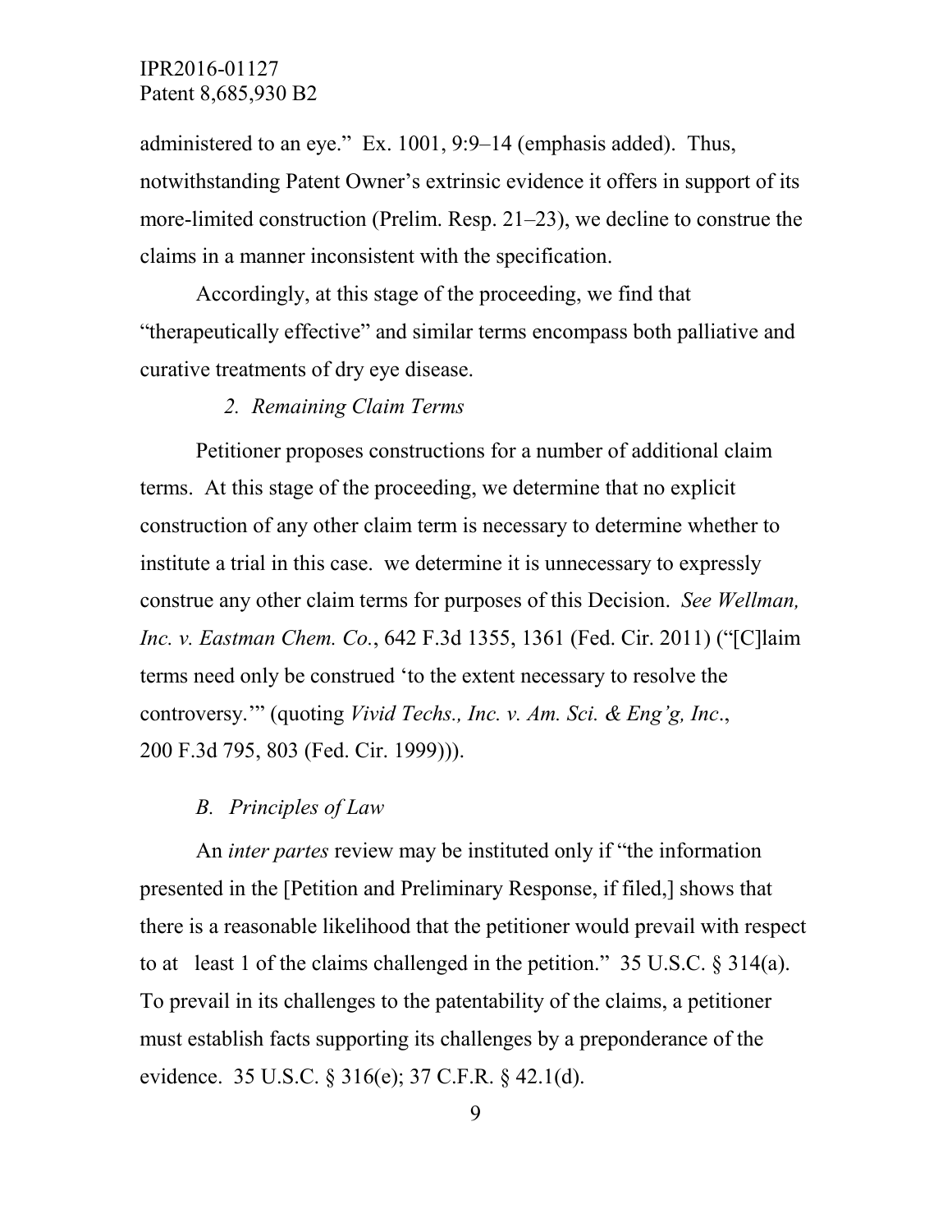administered to an eye." Ex. 1001, 9:9–14 (emphasis added). Thus, notwithstanding Patent Owner's extrinsic evidence it offers in support of its more-limited construction (Prelim. Resp. 21–23), we decline to construe the claims in a manner inconsistent with the specification.

Accordingly, at this stage of the proceeding, we find that "therapeutically effective" and similar terms encompass both palliative and curative treatments of dry eye disease.

*2. Remaining Claim Terms*

Petitioner proposes constructions for a number of additional claim terms. At this stage of the proceeding, we determine that no explicit construction of any other claim term is necessary to determine whether to institute a trial in this case. we determine it is unnecessary to expressly construe any other claim terms for purposes of this Decision. *See Wellman, Inc. v. Eastman Chem. Co.*, 642 F.3d 1355, 1361 (Fed. Cir. 2011) ("[C]laim terms need only be construed 'to the extent necessary to resolve the controversy.'" (quoting *Vivid Techs., Inc. v. Am. Sci. & Eng'g, Inc*., 200 F.3d 795, 803 (Fed. Cir. 1999))).

*B. Principles of Law*

An *inter partes* review may be instituted only if "the information presented in the [Petition and Preliminary Response, if filed,] shows that there is a reasonable likelihood that the petitioner would prevail with respect to at least 1 of the claims challenged in the petition." 35 U.S.C. § 314(a). To prevail in its challenges to the patentability of the claims, a petitioner must establish facts supporting its challenges by a preponderance of the evidence. 35 U.S.C. § 316(e); 37 C.F.R. § 42.1(d).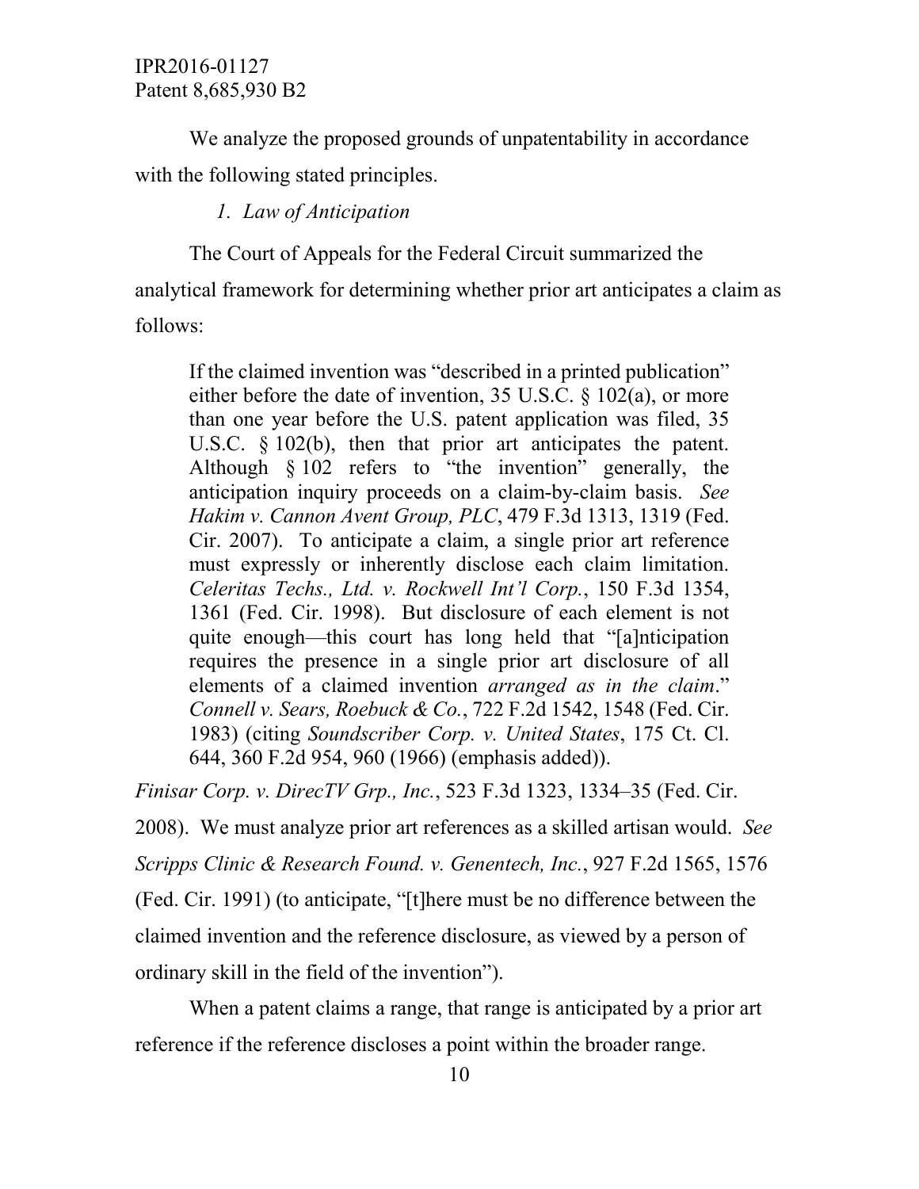We analyze the proposed grounds of unpatentability in accordance with the following stated principles.

### *1. Law of Anticipation*

The Court of Appeals for the Federal Circuit summarized the analytical framework for determining whether prior art anticipates a claim as follows:

> If the claimed invention was "described in a printed publication" either before the date of invention, 35 U.S.C. § 102(a), or more than one year before the U.S. patent application was filed, 35 U.S.C. § 102(b), then that prior art anticipates the patent. Although § 102 refers to "the invention" generally, the anticipation inquiry proceeds on a claim-by-claim basis. *See Hakim v. Cannon Avent Group, PLC*, 479 F.3d 1313, 1319 (Fed. Cir. 2007). To anticipate a claim, a single prior art reference must expressly or inherently disclose each claim limitation. *Celeritas Techs., Ltd. v. Rockwell Int'l Corp.*, 150 F.3d 1354, 1361 (Fed. Cir. 1998). But disclosure of each element is not quite enough—this court has long held that "[a]nticipation requires the presence in a single prior art disclosure of all elements of a claimed invention *arranged as in the claim*." *Connell v. Sears, Roebuck & Co.*, 722 F.2d 1542, 1548 (Fed. Cir. 1983) (citing *Soundscriber Corp. v. United States*, 175 Ct. Cl. 644, 360 F.2d 954, 960 (1966) (emphasis added)).

*Finisar Corp. v. DirecTV Grp., Inc.*, 523 F.3d 1323, 1334–35 (Fed. Cir. 2008). We must analyze prior art references as a skilled artisan would. *See Scripps Clinic & Research Found. v. Genentech, Inc.*, 927 F.2d 1565, 1576 (Fed. Cir. 1991) (to anticipate, "[t]here must be no difference between the claimed invention and the reference disclosure, as viewed by a person of ordinary skill in the field of the invention").

When a patent claims a range, that range is anticipated by a prior art reference if the reference discloses a point within the broader range.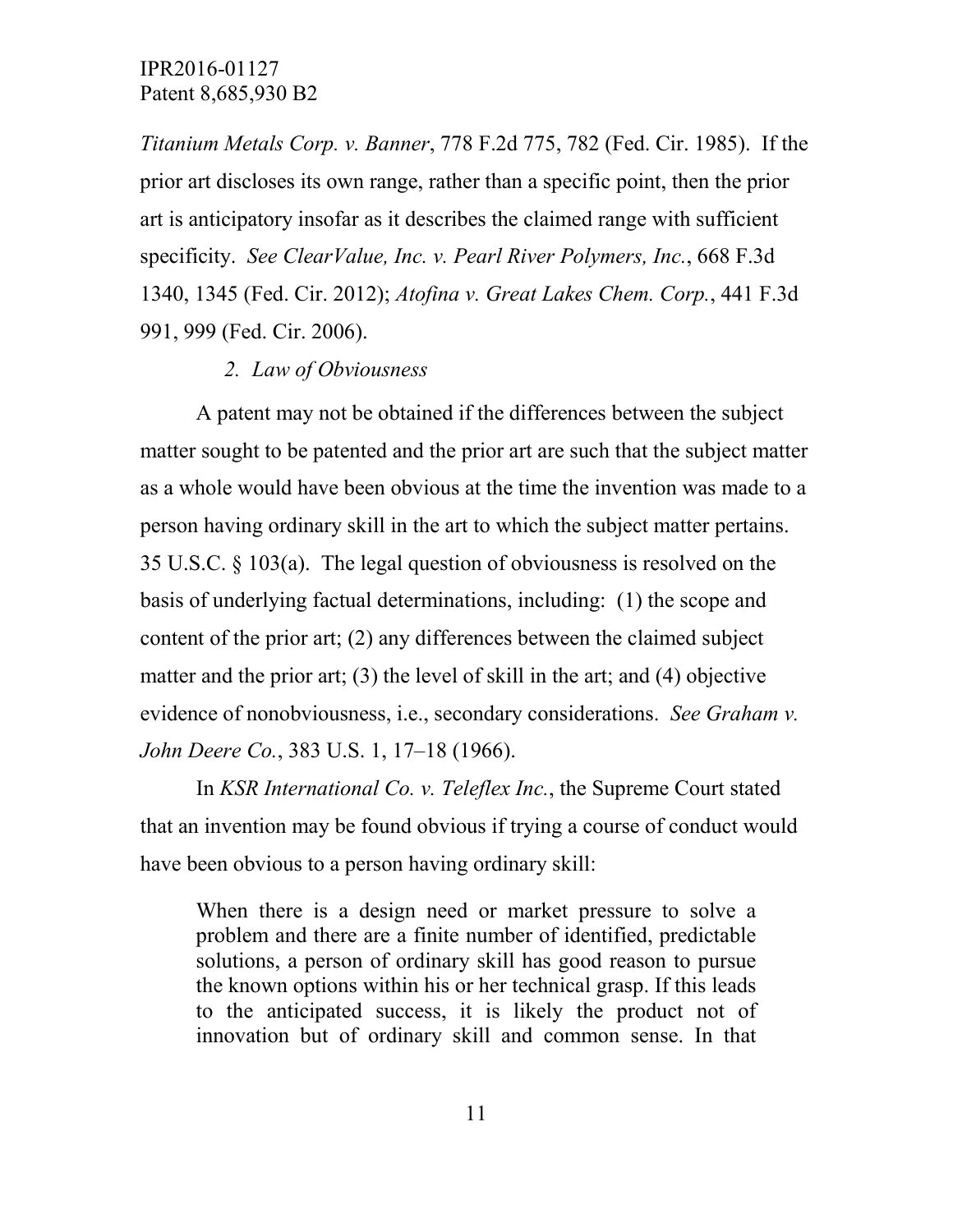*Titanium Metals Corp. v. Banner*, 778 F.2d 775, 782 (Fed. Cir. 1985). If the prior art discloses its own range, rather than a specific point, then the prior art is anticipatory insofar as it describes the claimed range with sufficient specificity. *See ClearValue, Inc. v. Pearl River Polymers, Inc.*, 668 F.3d 1340, 1345 (Fed. Cir. 2012); *Atofina v. Great Lakes Chem. Corp.*, 441 F.3d 991, 999 (Fed. Cir. 2006).

### *2. Law of Obviousness*

A patent may not be obtained if the differences between the subject matter sought to be patented and the prior art are such that the subject matter as a whole would have been obvious at the time the invention was made to a person having ordinary skill in the art to which the subject matter pertains. 35 U.S.C. § 103(a). The legal question of obviousness is resolved on the basis of underlying factual determinations, including: (1) the scope and content of the prior art; (2) any differences between the claimed subject matter and the prior art; (3) the level of skill in the art; and (4) objective evidence of nonobviousness, i.e., secondary considerations. *See Graham v. John Deere Co.*, 383 U.S. 1, 17–18 (1966).

In *KSR International Co. v. Teleflex Inc.*, the Supreme Court stated that an invention may be found obvious if trying a course of conduct would have been obvious to a person having ordinary skill:

> When there is a design need or market pressure to solve a problem and there are a finite number of identified, predictable solutions, a person of ordinary skill has good reason to pursue the known options within his or her technical grasp. If this leads to the anticipated success, it is likely the product not of innovation but of ordinary skill and common sense. In that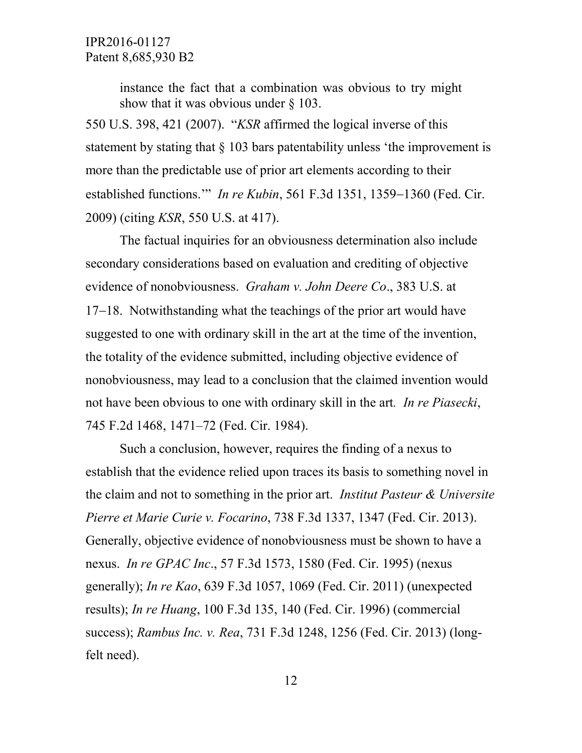instance the fact that a combination was obvious to try might show that it was obvious under § 103.

550 U.S. 398, 421 (2007). "*KSR* affirmed the logical inverse of this statement by stating that § 103 bars patentability unless 'the improvement is more than the predictable use of prior art elements according to their established functions.'" *In re Kubin*, 561 F.3d 1351, 1359–1360 (Fed. Cir. 2009) (citing *KSR*, 550 U.S. at 417).

The factual inquiries for an obviousness determination also include secondary considerations based on evaluation and crediting of objective evidence of nonobviousness. *Graham v. John Deere Co*., 383 U.S. at 17–18. Notwithstanding what the teachings of the prior art would have suggested to one with ordinary skill in the art at the time of the invention, the totality of the evidence submitted, including objective evidence of nonobviousness, may lead to a conclusion that the claimed invention would not have been obvious to one with ordinary skill in the art. *In re Piasecki*, 745 F.2d 1468, 1471–72 (Fed. Cir. 1984).

Such a conclusion, however, requires the finding of a nexus to establish that the evidence relied upon traces its basis to something novel in the claim and not to something in the prior art. *Institut Pasteur & Universite Pierre et Marie Curie v. Focarino*, 738 F.3d 1337, 1347 (Fed. Cir. 2013). Generally, objective evidence of nonobviousness must be shown to have a nexus. *In re GPAC Inc*., 57 F.3d 1573, 1580 (Fed. Cir. 1995) (nexus generally); *In re Kao*, 639 F.3d 1057, 1069 (Fed. Cir. 2011) (unexpected results); *In re Huang*, 100 F.3d 135, 140 (Fed. Cir. 1996) (commercial success); *Rambus Inc. v. Rea*, 731 F.3d 1248, 1256 (Fed. Cir. 2013) (long-felt need).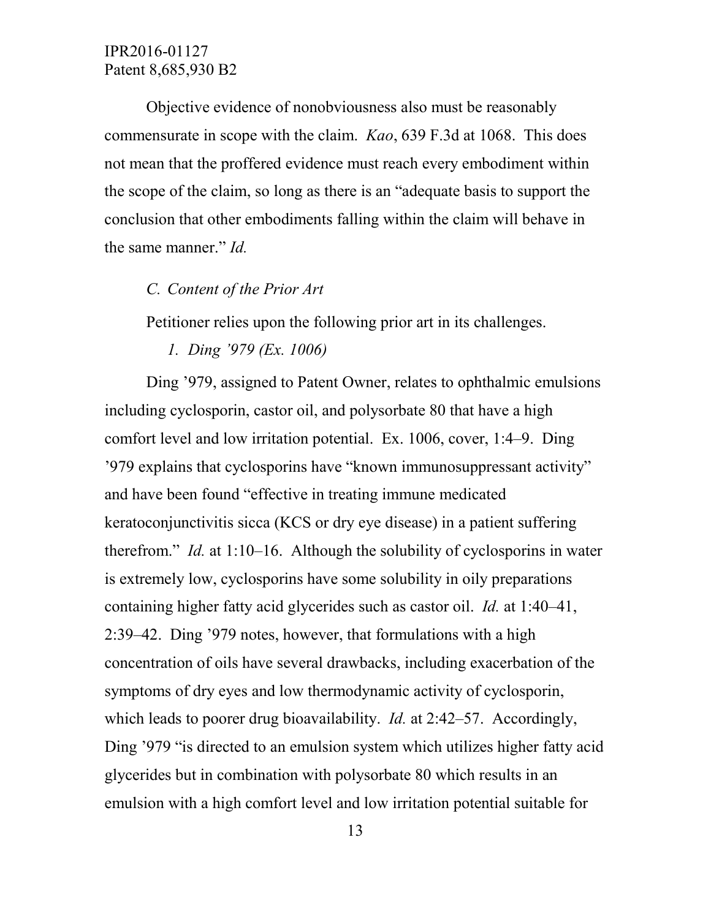Objective evidence of nonobviousness also must be reasonably commensurate in scope with the claim. *Kao*, 639 F.3d at 1068. This does not mean that the proffered evidence must reach every embodiment within the scope of the claim, so long as there is an "adequate basis to support the conclusion that other embodiments falling within the claim will behave in the same manner." *Id.*

### *C. Content of the Prior Art*

Petitioner relies upon the following prior art in its challenges.

#### *1. Ding '979 (Ex. 1006)*

Ding '979, assigned to Patent Owner, relates to ophthalmic emulsions including cyclosporin, castor oil, and polysorbate 80 that have a high comfort level and low irritation potential. Ex. 1006, cover, 1:4–9. Ding '979 explains that cyclosporins have "known immunosuppressant activity" and have been found "effective in treating immune medicated keratoconjunctivitis sicca (KCS or dry eye disease) in a patient suffering therefrom." *Id.* at 1:10–16. Although the solubility of cyclosporins in water is extremely low, cyclosporins have some solubility in oily preparations containing higher fatty acid glycerides such as castor oil. *Id.* at 1:40–41, 2:39–42. Ding '979 notes, however, that formulations with a high concentration of oils have several drawbacks, including exacerbation of the symptoms of dry eyes and low thermodynamic activity of cyclosporin, which leads to poorer drug bioavailability. *Id.* at 2:42–57. Accordingly, Ding '979 "is directed to an emulsion system which utilizes higher fatty acid glycerides but in combination with polysorbate 80 which results in an emulsion with a high comfort level and low irritation potential suitable for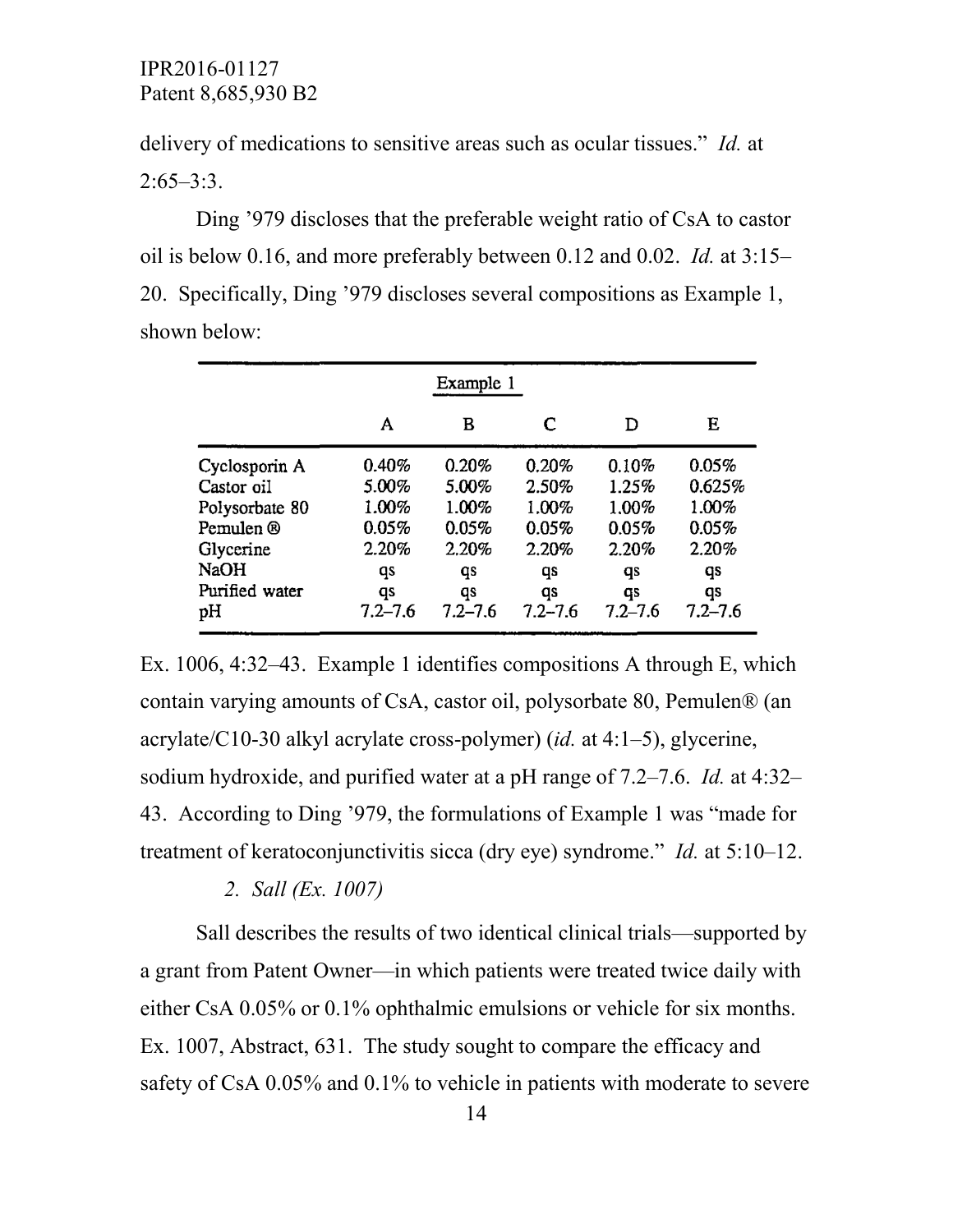delivery of medications to sensitive areas such as ocular tissues." *Id.* at 2:65–3:3.

Ding '979 discloses that the preferable weight ratio of CsA to castor oil is below 0.16, and more preferably between 0.12 and 0.02. *Id.* at 3:15–20. Specifically, Ding '979 discloses several compositions as Example 1, shown below:

| Example 1 | | | | | |
|---|---|---|---|---|---|
| | A | B | C | D | E |
| Cyclosporin A | 0.40% | 0.20% | 0.20% | 0.10% | 0.05% |
| Castor oil | 5.00% | 5.00% | 2.50% | 1.25% | 0.625% |
| Polysorbate 80 | 1.00% | 1.00% | 1.00% | 1.00% | 1.00% |
| Pemulen ® | 0.05% | 0.05% | 0.05% | 0.05% | 0.05% |
| Glycerine | 2.20% | 2.20% | 2.20% | 2.20% | 2.20% |
| NaOH | qs | qs | qs | qs | qs |
| Purified water | qs | qs | qs | qs | qs |
| pH | 7.2–7.6 | 7.2–7.6 | 7.2–7.6 | 7.2–7.6 | 7.2–7.6 |

Ex. 1006, 4:32–43. Example 1 identifies compositions A through E, which contain varying amounts of CsA, castor oil, polysorbate 80, Pemulen® (an acrylate/C10-30 alkyl acrylate cross-polymer) (*id.* at 4:1–5), glycerine, sodium hydroxide, and purified water at a pH range of 7.2–7.6. *Id.* at 4:32–43. According to Ding '979, the formulations of Example 1 was "made for treatment of keratoconjunctivitis sicca (dry eye) syndrome." *Id.* at 5:10–12.

*2. Sall (Ex. 1007)*

Sall describes the results of two identical clinical trials—supported by a grant from Patent Owner—in which patients were treated twice daily with either CsA 0.05% or 0.1% ophthalmic emulsions or vehicle for six months. Ex. 1007, Abstract, 631. The study sought to compare the efficacy and safety of CsA 0.05% and 0.1% to vehicle in patients with moderate to severe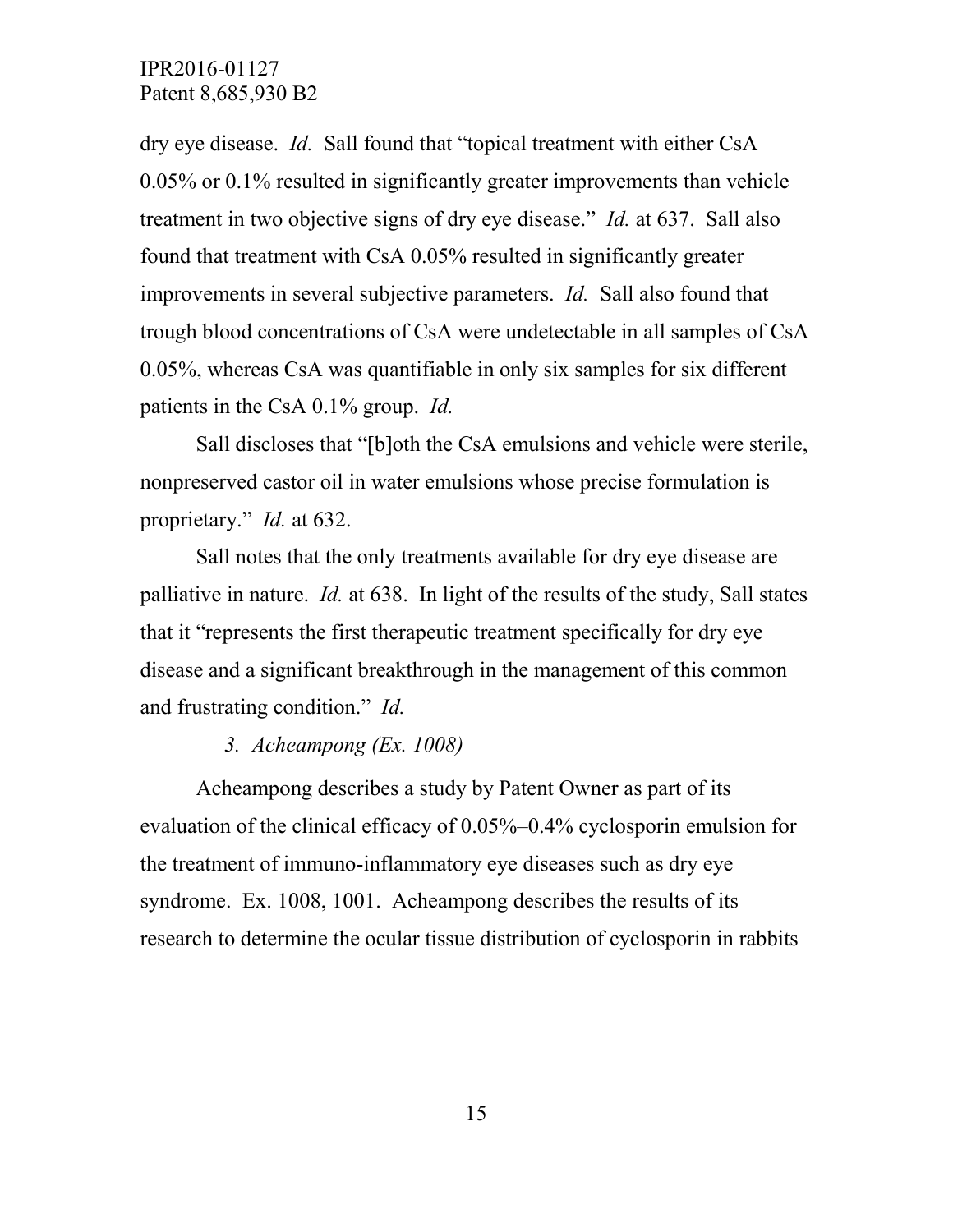dry eye disease. *Id.* Sall found that "topical treatment with either CsA 0.05% or 0.1% resulted in significantly greater improvements than vehicle treatment in two objective signs of dry eye disease." *Id.* at 637. Sall also found that treatment with CsA 0.05% resulted in significantly greater improvements in several subjective parameters. *Id.* Sall also found that trough blood concentrations of CsA were undetectable in all samples of CsA 0.05%, whereas CsA was quantifiable in only six samples for six different patients in the CsA 0.1% group. *Id.*

Sall discloses that "[b]oth the CsA emulsions and vehicle were sterile, nonpreserved castor oil in water emulsions whose precise formulation is proprietary." *Id.* at 632.

Sall notes that the only treatments available for dry eye disease are palliative in nature. *Id.* at 638. In light of the results of the study, Sall states that it "represents the first therapeutic treatment specifically for dry eye disease and a significant breakthrough in the management of this common and frustrating condition." *Id.*

*3. Acheampong (Ex. 1008)*

Acheampong describes a study by Patent Owner as part of its evaluation of the clinical efficacy of 0.05%–0.4% cyclosporin emulsion for the treatment of immuno-inflammatory eye diseases such as dry eye syndrome. Ex. 1008, 1001. Acheampong describes the results of its research to determine the ocular tissue distribution of cyclosporin in rabbits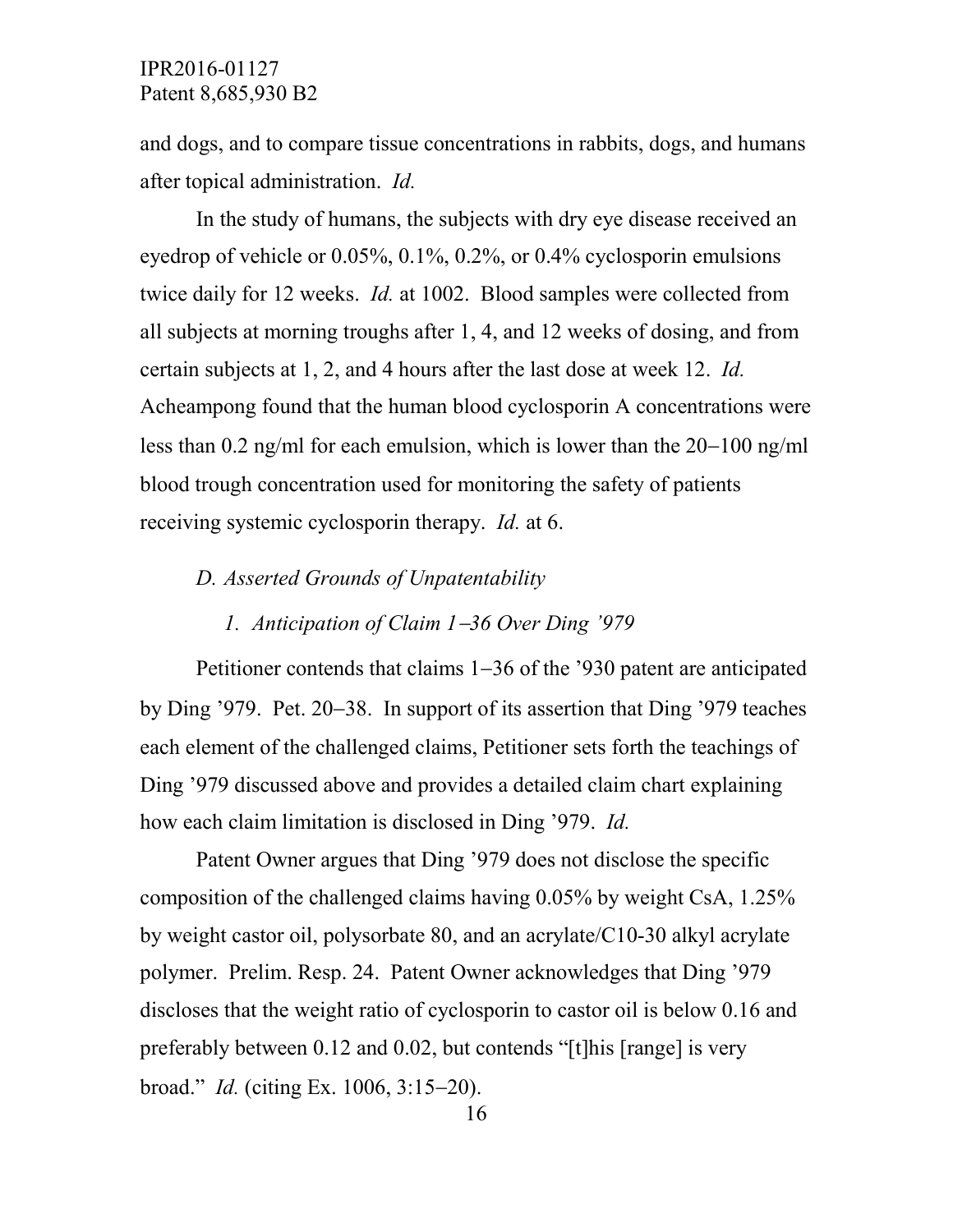and dogs, and to compare tissue concentrations in rabbits, dogs, and humans after topical administration. *Id.*

In the study of humans, the subjects with dry eye disease received an eyedrop of vehicle or 0.05%, 0.1%, 0.2%, or 0.4% cyclosporin emulsions twice daily for 12 weeks. *Id.* at 1002. Blood samples were collected from all subjects at morning troughs after 1, 4, and 12 weeks of dosing, and from certain subjects at 1, 2, and 4 hours after the last dose at week 12. *Id.* Acheampong found that the human blood cyclosporin A concentrations were less than 0.2 ng/ml for each emulsion, which is lower than the 20–100 ng/ml blood trough concentration used for monitoring the safety of patients receiving systemic cyclosporin therapy. *Id.* at 6.

*D. Asserted Grounds of Unpatentability*

*1. Anticipation of Claim 1–36 Over Ding '979*

Petitioner contends that claims 1–36 of the '930 patent are anticipated by Ding '979. Pet. 20–38. In support of its assertion that Ding '979 teaches each element of the challenged claims, Petitioner sets forth the teachings of Ding '979 discussed above and provides a detailed claim chart explaining how each claim limitation is disclosed in Ding '979. *Id.*

Patent Owner argues that Ding '979 does not disclose the specific composition of the challenged claims having 0.05% by weight CsA, 1.25% by weight castor oil, polysorbate 80, and an acrylate/C10-30 alkyl acrylate polymer. Prelim. Resp. 24. Patent Owner acknowledges that Ding '979 discloses that the weight ratio of cyclosporin to castor oil is below 0.16 and preferably between 0.12 and 0.02, but contends "[t]his [range] is very broad." *Id.* (citing Ex. 1006, 3:15–20).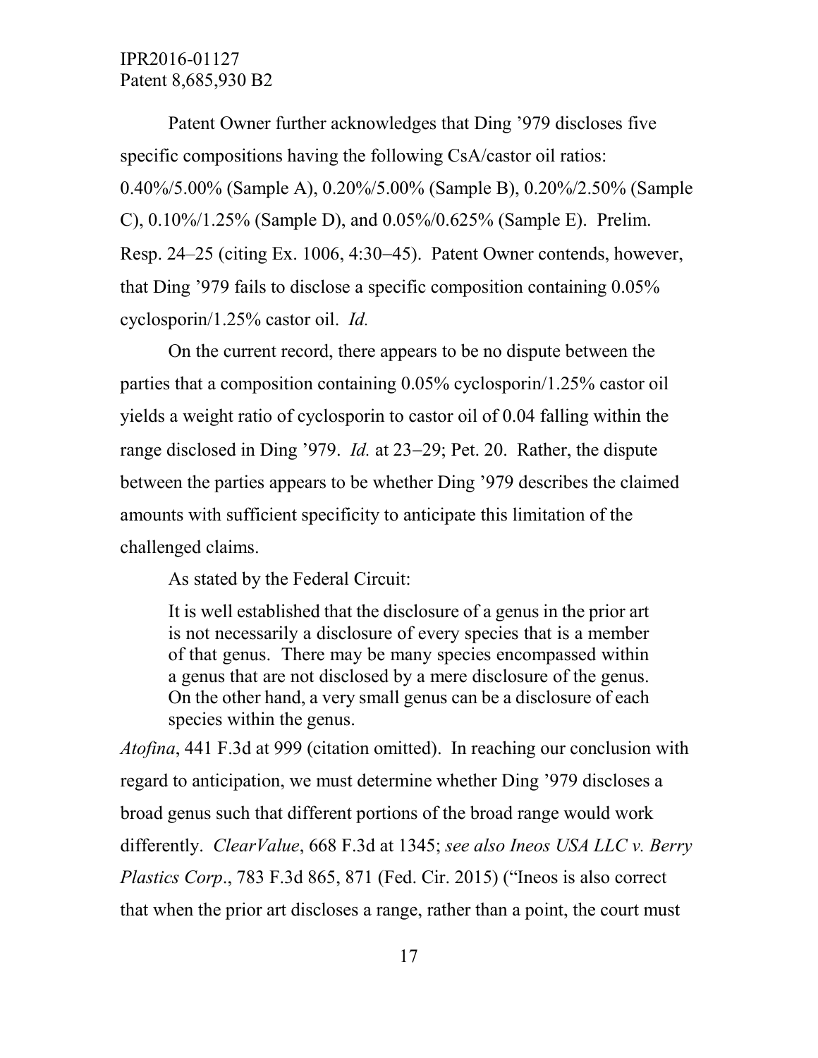Patent Owner further acknowledges that Ding ’979 discloses five specific compositions having the following CsA/castor oil ratios: 0.40%/5.00% (Sample A), 0.20%/5.00% (Sample B), 0.20%/2.50% (Sample C), 0.10%/1.25% (Sample D), and 0.05%/0.625% (Sample E). Prelim. Resp. 24–25 (citing Ex. 1006, 4:30–45). Patent Owner contends, however, that Ding ’979 fails to disclose a specific composition containing 0.05% cyclosporin/1.25% castor oil. *Id.*

On the current record, there appears to be no dispute between the parties that a composition containing 0.05% cyclosporin/1.25% castor oil yields a weight ratio of cyclosporin to castor oil of 0.04 falling within the range disclosed in Ding ’979. *Id.* at 23–29; Pet. 20. Rather, the dispute between the parties appears to be whether Ding ’979 describes the claimed amounts with sufficient specificity to anticipate this limitation of the challenged claims.

As stated by the Federal Circuit:

> It is well established that the disclosure of a genus in the prior art is not necessarily a disclosure of every species that is a member of that genus. There may be many species encompassed within a genus that are not disclosed by a mere disclosure of the genus. On the other hand, a very small genus can be a disclosure of each species within the genus.

*Atofina*, 441 F.3d at 999 (citation omitted). In reaching our conclusion with regard to anticipation, we must determine whether Ding ’979 discloses a broad genus such that different portions of the broad range would work differently. *ClearValue*, 668 F.3d at 1345; *see also Ineos USA LLC v. Berry Plastics Corp*., 783 F.3d 865, 871 (Fed. Cir. 2015) (“Ineos is also correct that when the prior art discloses a range, rather than a point, the court must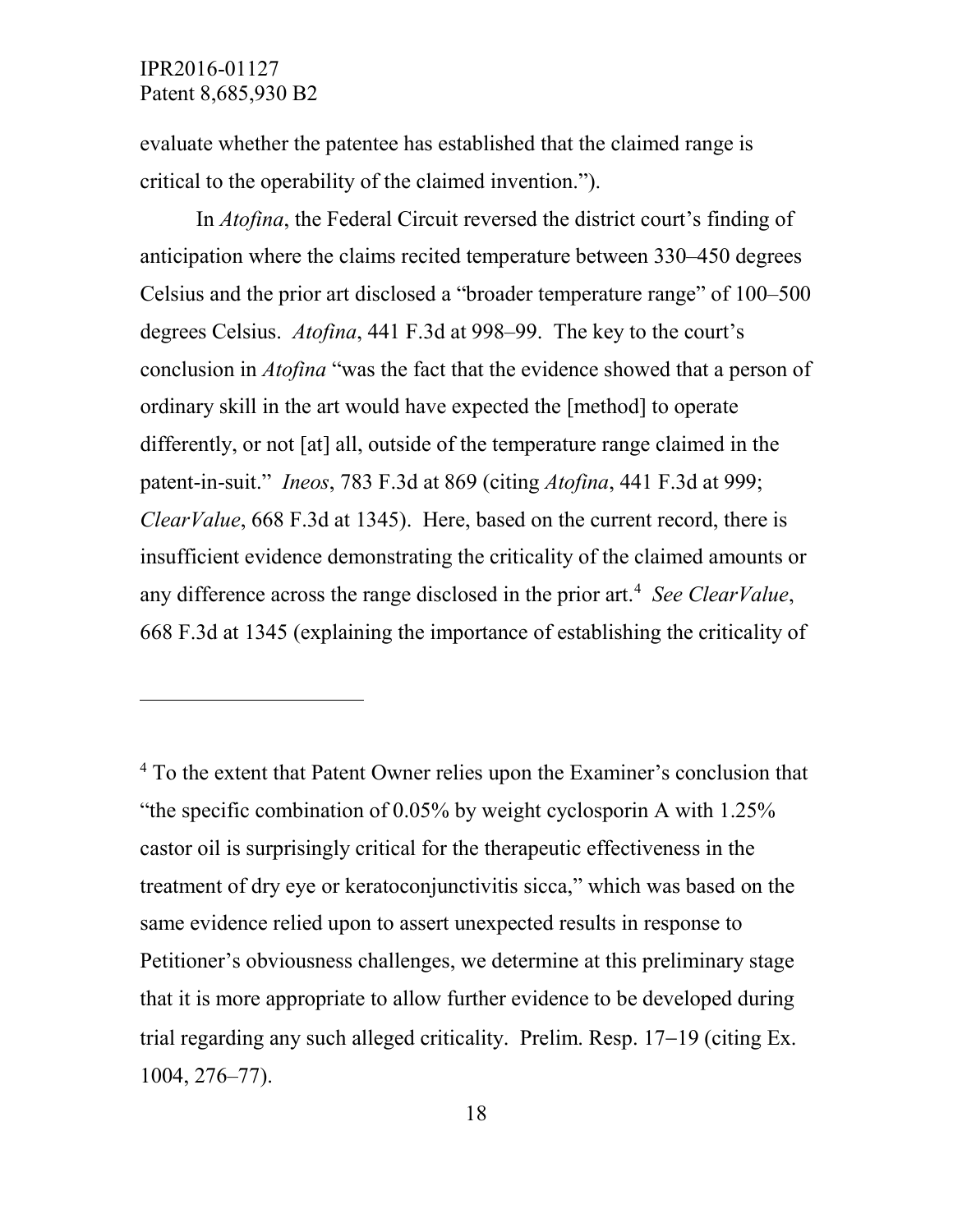evaluate whether the patentee has established that the claimed range is critical to the operability of the claimed invention.").

In *Atofina*, the Federal Circuit reversed the district court's finding of anticipation where the claims recited temperature between 330–450 degrees Celsius and the prior art disclosed a "broader temperature range" of 100–500 degrees Celsius. *Atofina*, 441 F.3d at 998–99. The key to the court's conclusion in *Atofina* "was the fact that the evidence showed that a person of ordinary skill in the art would have expected the [method] to operate differently, or not [at] all, outside of the temperature range claimed in the patent-in-suit." *Ineos*, 783 F.3d at 869 (citing *Atofina*, 441 F.3d at 999; *ClearValue*, 668 F.3d at 1345). Here, based on the current record, there is insufficient evidence demonstrating the criticality of the claimed amounts or any difference across the range disclosed in the prior art.[4] *See ClearValue*, 668 F.3d at 1345 (explaining the importance of establishing the criticality of

---

[4] To the extent that Patent Owner relies upon the Examiner's conclusion that "the specific combination of 0.05% by weight cyclosporin A with 1.25% castor oil is surprisingly critical for the therapeutic effectiveness in the treatment of dry eye or keratoconjunctivitis sicca," which was based on the same evidence relied upon to assert unexpected results in response to Petitioner's obviousness challenges, we determine at this preliminary stage that it is more appropriate to allow further evidence to be developed during trial regarding any such alleged criticality. Prelim. Resp. 17–19 (citing Ex. 1004, 276–77).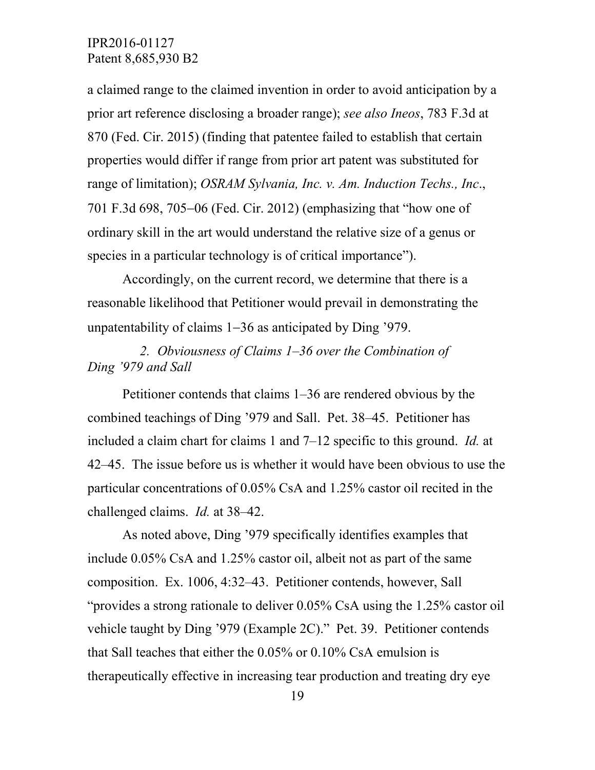a claimed range to the claimed invention in order to avoid anticipation by a prior art reference disclosing a broader range); *see also Ineos*, 783 F.3d at 870 (Fed. Cir. 2015) (finding that patentee failed to establish that certain properties would differ if range from prior art patent was substituted for range of limitation); *OSRAM Sylvania, Inc. v. Am. Induction Techs., Inc*., 701 F.3d 698, 705–06 (Fed. Cir. 2012) (emphasizing that "how one of ordinary skill in the art would understand the relative size of a genus or species in a particular technology is of critical importance").

Accordingly, on the current record, we determine that there is a reasonable likelihood that Petitioner would prevail in demonstrating the unpatentability of claims 1–36 as anticipated by Ding '979.

*2. Obviousness of Claims 1–36 over the Combination of Ding '979 and Sall*

Petitioner contends that claims 1–36 are rendered obvious by the combined teachings of Ding '979 and Sall. Pet. 38–45. Petitioner has included a claim chart for claims 1 and 7–12 specific to this ground. *Id.* at 42–45. The issue before us is whether it would have been obvious to use the particular concentrations of 0.05% CsA and 1.25% castor oil recited in the challenged claims. *Id.* at 38–42.

As noted above, Ding '979 specifically identifies examples that include 0.05% CsA and 1.25% castor oil, albeit not as part of the same composition. Ex. 1006, 4:32–43. Petitioner contends, however, Sall "provides a strong rationale to deliver 0.05% CsA using the 1.25% castor oil vehicle taught by Ding '979 (Example 2C)." Pet. 39. Petitioner contends that Sall teaches that either the 0.05% or 0.10% CsA emulsion is therapeutically effective in increasing tear production and treating dry eye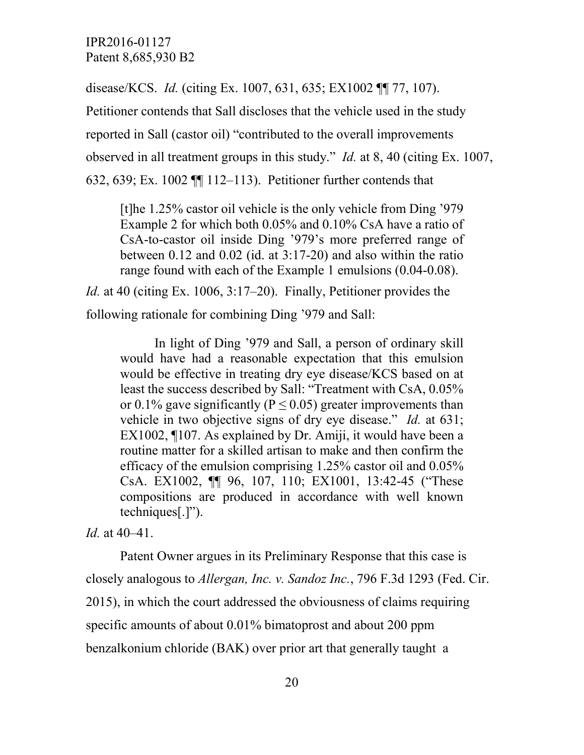disease/KCS. *Id.* (citing Ex. 1007, 631, 635; EX1002 ¶¶ 77, 107). Petitioner contends that Sall discloses that the vehicle used in the study reported in Sall (castor oil) "contributed to the overall improvements observed in all treatment groups in this study." *Id.* at 8, 40 (citing Ex. 1007, 632, 639; Ex. 1002 ¶¶ 112–113). Petitioner further contends that

> [t]he 1.25% castor oil vehicle is the only vehicle from Ding '979 Example 2 for which both 0.05% and 0.10% CsA have a ratio of CsA-to-castor oil inside Ding '979's more preferred range of between 0.12 and 0.02 (id. at 3:17-20) and also within the ratio range found with each of the Example 1 emulsions (0.04-0.08).

*Id.* at 40 (citing Ex. 1006, 3:17–20). Finally, Petitioner provides the following rationale for combining Ding '979 and Sall:

> In light of Ding '979 and Sall, a person of ordinary skill would have had a reasonable expectation that this emulsion would be effective in treating dry eye disease/KCS based on at least the success described by Sall: "Treatment with CsA, 0.05% or 0.1% gave significantly ($P \leq 0.05$) greater improvements than vehicle in two objective signs of dry eye disease." *Id.* at 631; EX1002, ¶107. As explained by Dr. Amiji, it would have been a routine matter for a skilled artisan to make and then confirm the efficacy of the emulsion comprising 1.25% castor oil and 0.05% CsA. EX1002, ¶¶ 96, 107, 110; EX1001, 13:42-45 ("These compositions are produced in accordance with well known techniques[.]").

*Id.* at 40–41.

Patent Owner argues in its Preliminary Response that this case is closely analogous to *Allergan, Inc. v. Sandoz Inc.*, 796 F.3d 1293 (Fed. Cir. 2015), in which the court addressed the obviousness of claims requiring specific amounts of about 0.01% bimatoprost and about 200 ppm benzalkonium chloride (BAK) over prior art that generally taught a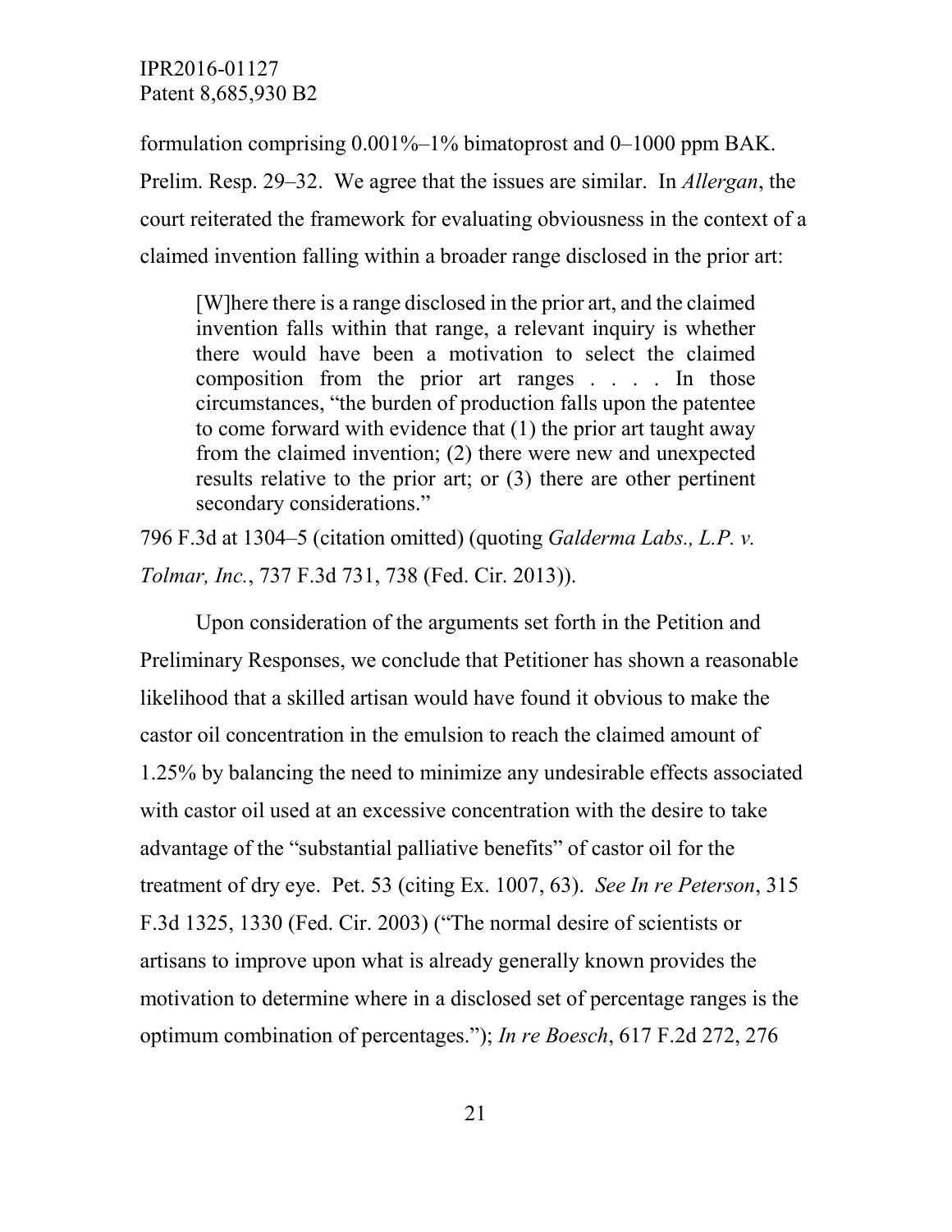formulation comprising 0.001%–1% bimatoprost and 0–1000 ppm BAK. Prelim. Resp. 29–32. We agree that the issues are similar. In *Allergan*, the court reiterated the framework for evaluating obviousness in the context of a claimed invention falling within a broader range disclosed in the prior art:

> [W]here there is a range disclosed in the prior art, and the claimed invention falls within that range, a relevant inquiry is whether there would have been a motivation to select the claimed composition from the prior art ranges . . . . In those circumstances, "the burden of production falls upon the patentee to come forward with evidence that (1) the prior art taught away from the claimed invention; (2) there were new and unexpected results relative to the prior art; or (3) there are other pertinent secondary considerations."

796 F.3d at 1304–5 (citation omitted) (quoting *Galderma Labs., L.P. v. Tolmar, Inc.*, 737 F.3d 731, 738 (Fed. Cir. 2013)).

Upon consideration of the arguments set forth in the Petition and Preliminary Responses, we conclude that Petitioner has shown a reasonable likelihood that a skilled artisan would have found it obvious to make the castor oil concentration in the emulsion to reach the claimed amount of 1.25% by balancing the need to minimize any undesirable effects associated with castor oil used at an excessive concentration with the desire to take advantage of the "substantial palliative benefits" of castor oil for the treatment of dry eye. Pet. 53 (citing Ex. 1007, 63). *See In re Peterson*, 315 F.3d 1325, 1330 (Fed. Cir. 2003) ("The normal desire of scientists or artisans to improve upon what is already generally known provides the motivation to determine where in a disclosed set of percentage ranges is the optimum combination of percentages."); *In re Boesch*, 617 F.2d 272, 276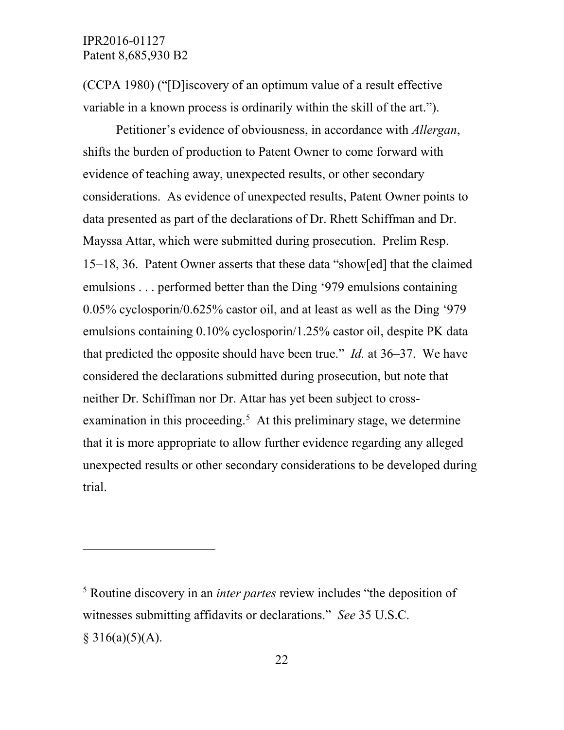(CCPA 1980) ("[D]iscovery of an optimum value of a result effective variable in a known process is ordinarily within the skill of the art.").

Petitioner's evidence of obviousness, in accordance with *Allergan*, shifts the burden of production to Patent Owner to come forward with evidence of teaching away, unexpected results, or other secondary considerations. As evidence of unexpected results, Patent Owner points to data presented as part of the declarations of Dr. Rhett Schiffman and Dr. Mayssa Attar, which were submitted during prosecution. Prelim Resp. 15−18, 36. Patent Owner asserts that these data "show[ed] that the claimed emulsions . . . performed better than the Ding '979 emulsions containing 0.05% cyclosporin/0.625% castor oil, and at least as well as the Ding '979 emulsions containing 0.10% cyclosporin/1.25% castor oil, despite PK data that predicted the opposite should have been true." *Id.* at 36–37. We have considered the declarations submitted during prosecution, but note that neither Dr. Schiffman nor Dr. Attar has yet been subject to cross-examination in this proceeding.[5] At this preliminary stage, we determine that it is more appropriate to allow further evidence regarding any alleged unexpected results or other secondary considerations to be developed during trial.

---

[5] Routine discovery in an *inter partes* review includes "the deposition of witnesses submitting affidavits or declarations." *See* 35 U.S.C. § 316(a)(5)(A).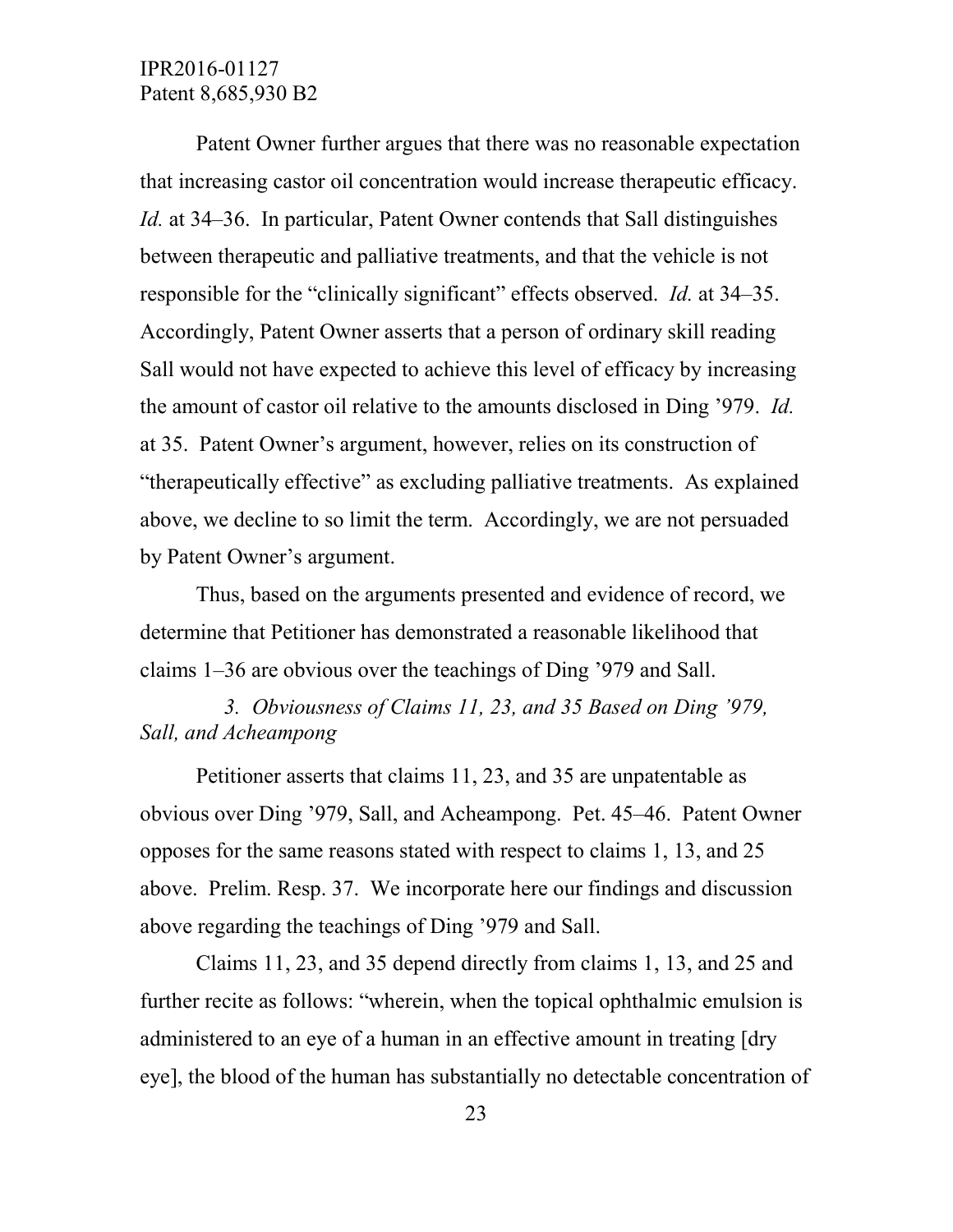Patent Owner further argues that there was no reasonable expectation that increasing castor oil concentration would increase therapeutic efficacy. *Id.* at 34–36. In particular, Patent Owner contends that Sall distinguishes between therapeutic and palliative treatments, and that the vehicle is not responsible for the "clinically significant" effects observed. *Id.* at 34–35. Accordingly, Patent Owner asserts that a person of ordinary skill reading Sall would not have expected to achieve this level of efficacy by increasing the amount of castor oil relative to the amounts disclosed in Ding '979. *Id.* at 35. Patent Owner's argument, however, relies on its construction of "therapeutically effective" as excluding palliative treatments. As explained above, we decline to so limit the term. Accordingly, we are not persuaded by Patent Owner's argument.

Thus, based on the arguments presented and evidence of record, we determine that Petitioner has demonstrated a reasonable likelihood that claims 1–36 are obvious over the teachings of Ding '979 and Sall.

### *3. Obviousness of Claims 11, 23, and 35 Based on Ding '979, Sall, and Acheampong*

Petitioner asserts that claims 11, 23, and 35 are unpatentable as obvious over Ding '979, Sall, and Acheampong. Pet. 45–46. Patent Owner opposes for the same reasons stated with respect to claims 1, 13, and 25 above. Prelim. Resp. 37. We incorporate here our findings and discussion above regarding the teachings of Ding '979 and Sall.

Claims 11, 23, and 35 depend directly from claims 1, 13, and 25 and further recite as follows: "wherein, when the topical ophthalmic emulsion is administered to an eye of a human in an effective amount in treating [dry eye], the blood of the human has substantially no detectable concentration of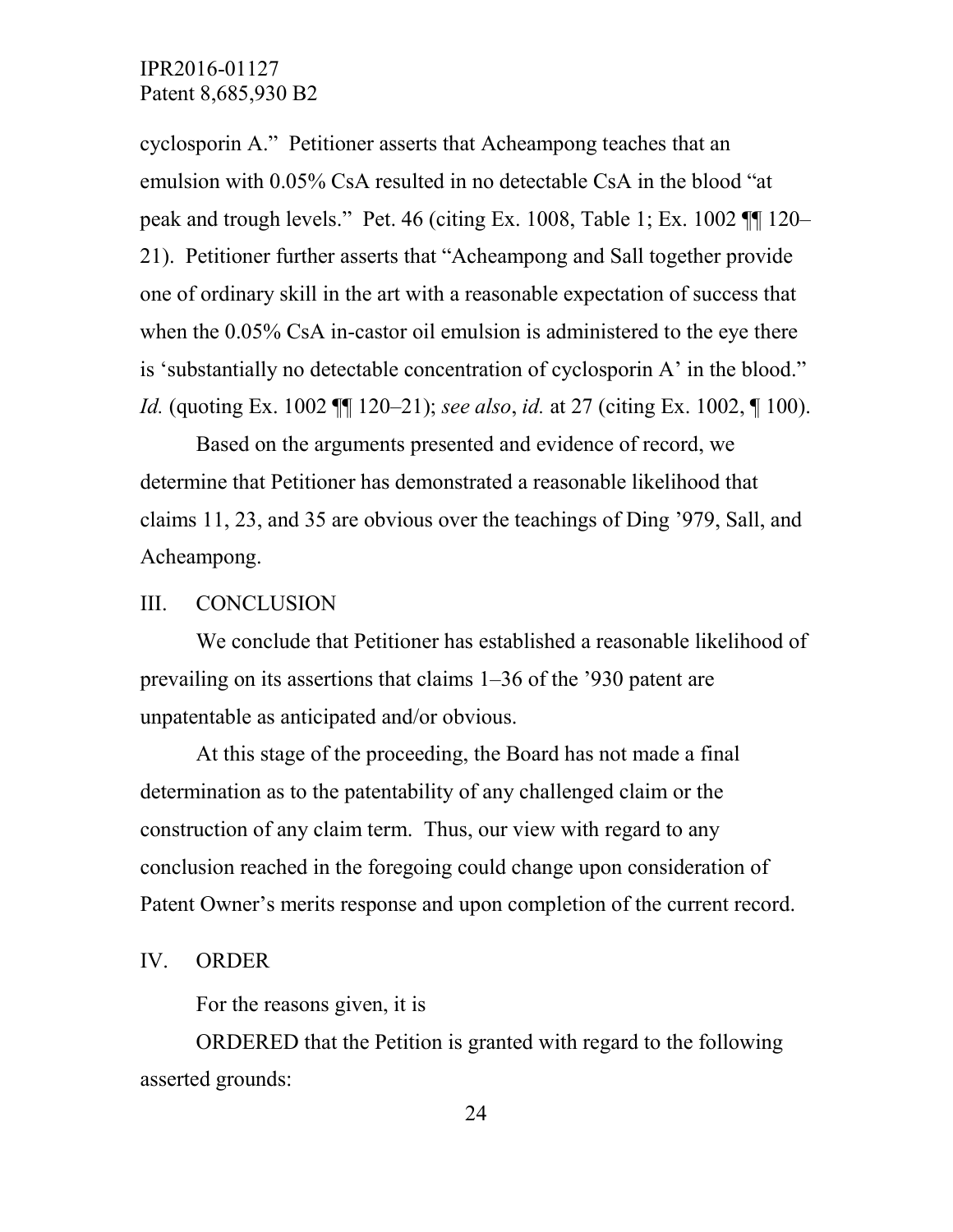cyclosporin A." Petitioner asserts that Acheampong teaches that an emulsion with 0.05% CsA resulted in no detectable CsA in the blood "at peak and trough levels." Pet. 46 (citing Ex. 1008, Table 1; Ex. 1002 ¶¶ 120–21). Petitioner further asserts that "Acheampong and Sall together provide one of ordinary skill in the art with a reasonable expectation of success that when the 0.05% CsA in-castor oil emulsion is administered to the eye there is 'substantially no detectable concentration of cyclosporin A' in the blood." *Id.* (quoting Ex. 1002 ¶¶ 120–21); *see also*, *id.* at 27 (citing Ex. 1002, ¶ 100).

Based on the arguments presented and evidence of record, we determine that Petitioner has demonstrated a reasonable likelihood that claims 11, 23, and 35 are obvious over the teachings of Ding '979, Sall, and Acheampong.

## III. CONCLUSION

We conclude that Petitioner has established a reasonable likelihood of prevailing on its assertions that claims 1–36 of the '930 patent are unpatentable as anticipated and/or obvious.

At this stage of the proceeding, the Board has not made a final determination as to the patentability of any challenged claim or the construction of any claim term. Thus, our view with regard to any conclusion reached in the foregoing could change upon consideration of Patent Owner's merits response and upon completion of the current record.

## IV. ORDER

For the reasons given, it is

ORDERED that the Petition is granted with regard to the following asserted grounds: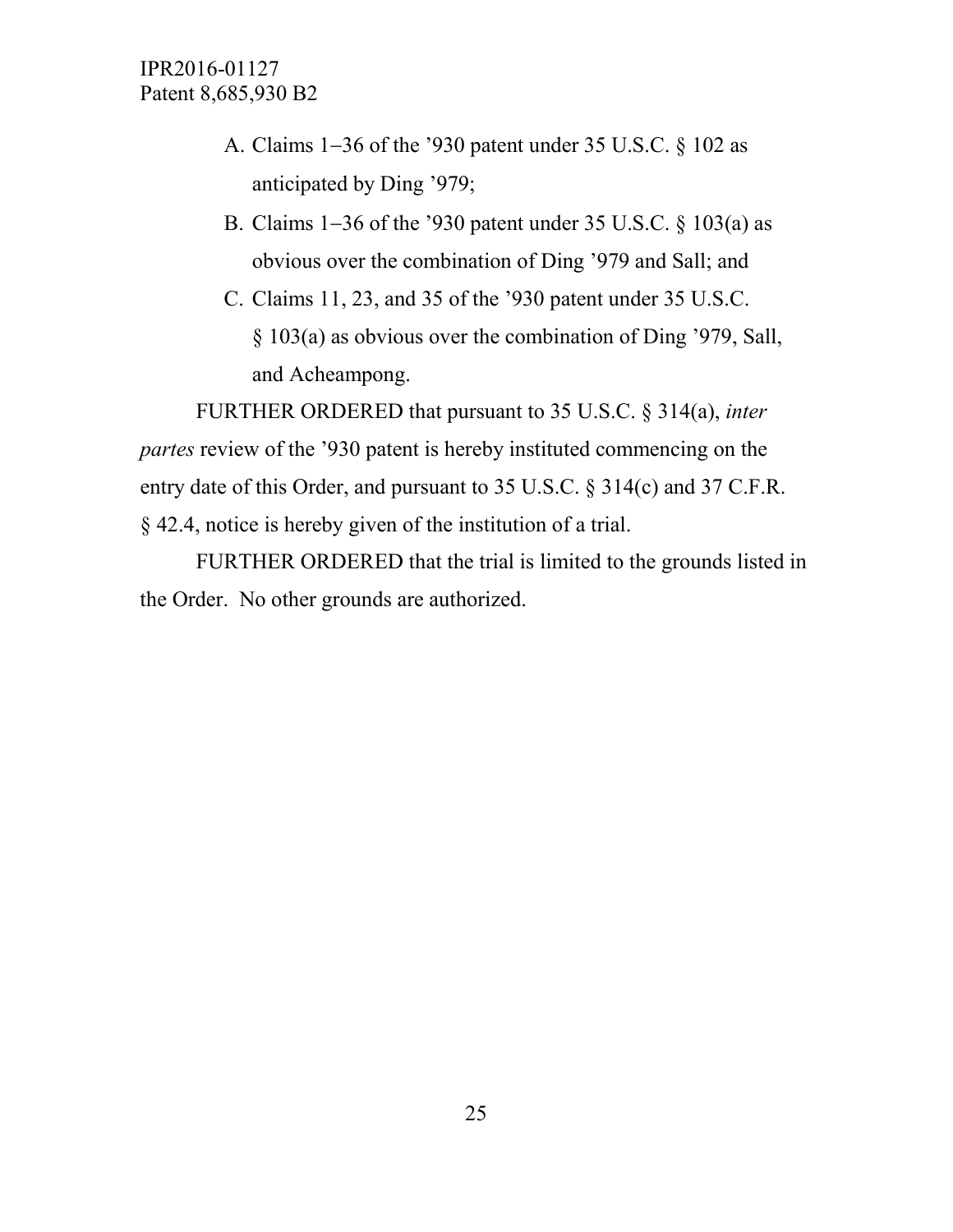A. Claims 1–36 of the ’930 patent under 35 U.S.C. § 102 as anticipated by Ding ’979;

B. Claims 1–36 of the ’930 patent under 35 U.S.C. § 103(a) as obvious over the combination of Ding ’979 and Sall; and

C. Claims 11, 23, and 35 of the ’930 patent under 35 U.S.C. § 103(a) as obvious over the combination of Ding ’979, Sall, and Acheampong.

FURTHER ORDERED that pursuant to 35 U.S.C. § 314(a), *inter partes* review of the ’930 patent is hereby instituted commencing on the entry date of this Order, and pursuant to 35 U.S.C. § 314(c) and 37 C.F.R. § 42.4, notice is hereby given of the institution of a trial.

FURTHER ORDERED that the trial is limited to the grounds listed in the Order. No other grounds are authorized.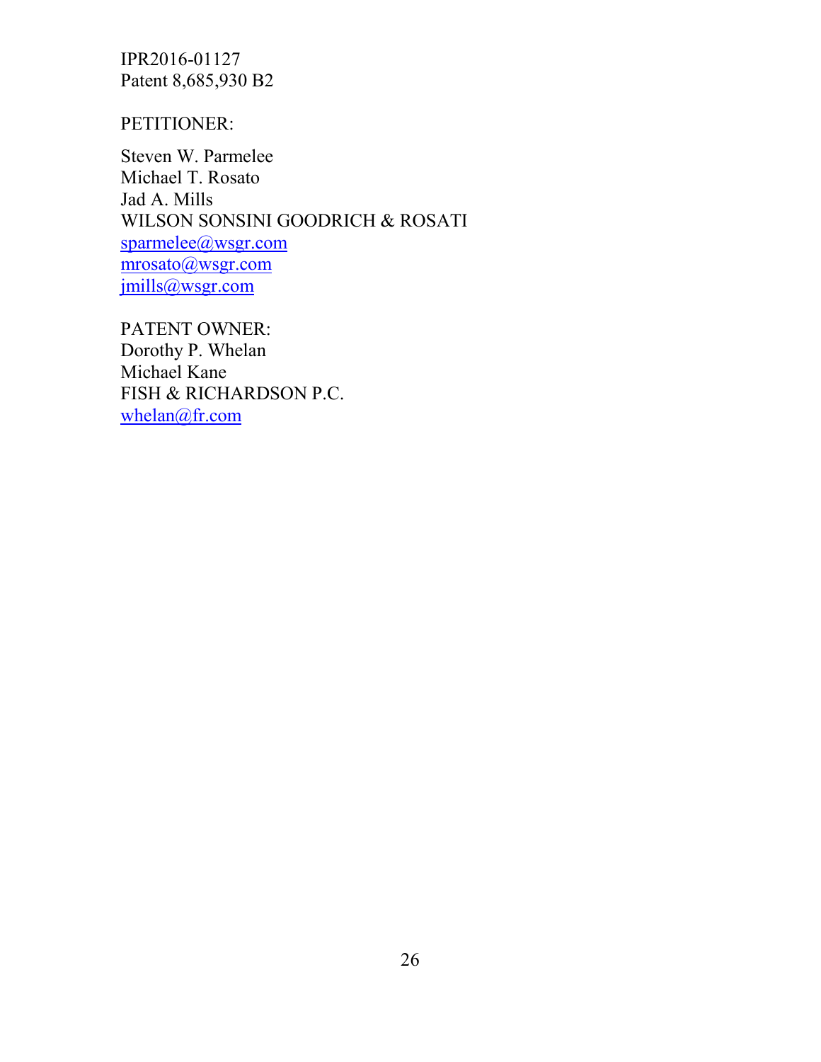IPR2016-01127
Patent 8,685,930 B2

PETITIONER:

Steven W. Parmelee
Michael T. Rosato
Jad A. Mills
WILSON SONSINI GOODRICH & ROSATI
sparmelee@wsgr.com
mrosato@wsgr.com
jmills@wsgr.com

PATENT OWNER:
Dorothy P. Whelan
Michael Kane
FISH & RICHARDSON P.C.
whelan@fr.com